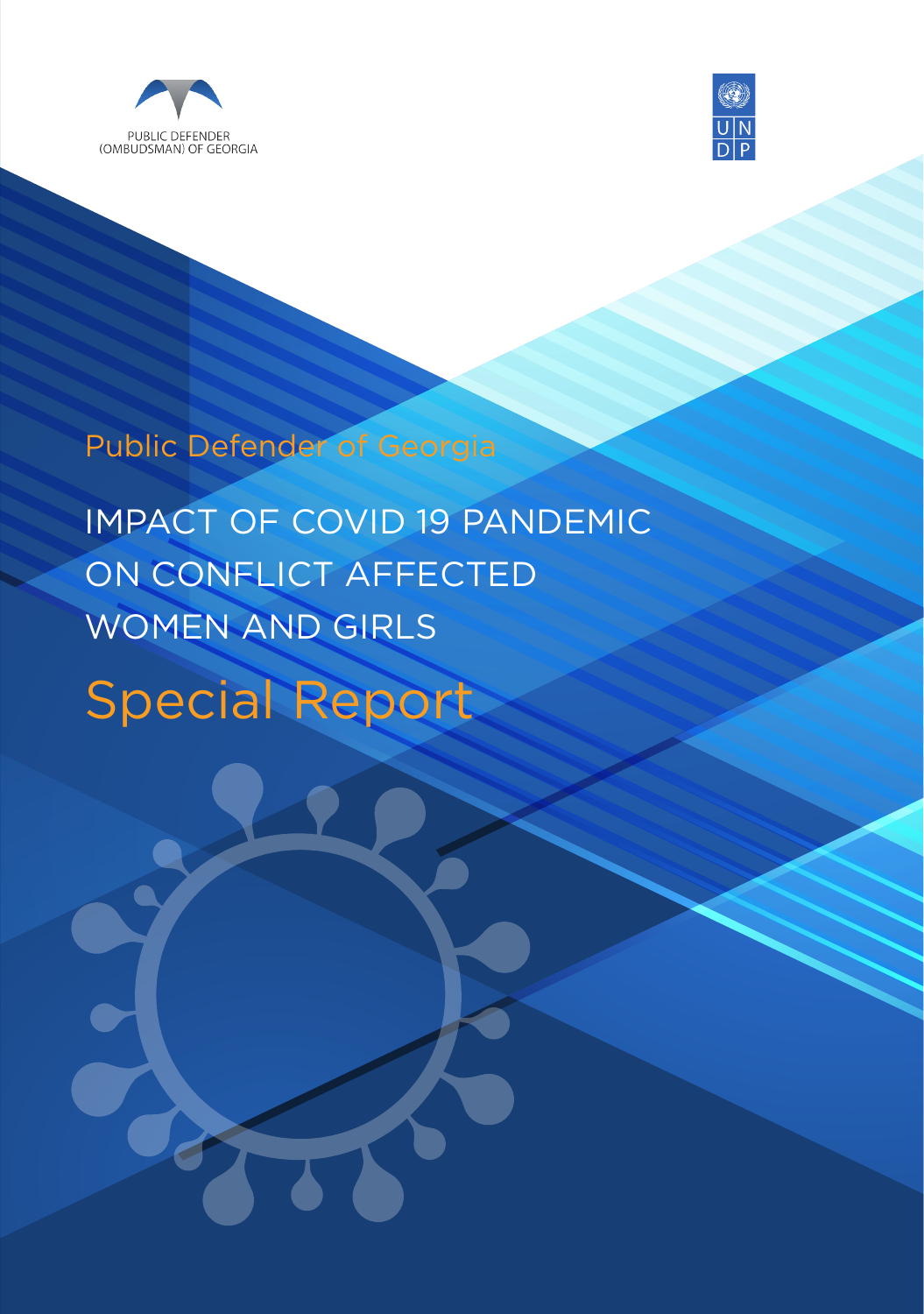PUBLIC DEFENDER (OMBUDSMAN) OF GEORGIA

UNDP

Public Defender of Georgia

# IMPACT OF COVID 19 PANDEMIC ON CONFLICT AFFECTED WOMEN AND GIRLS

## Special Report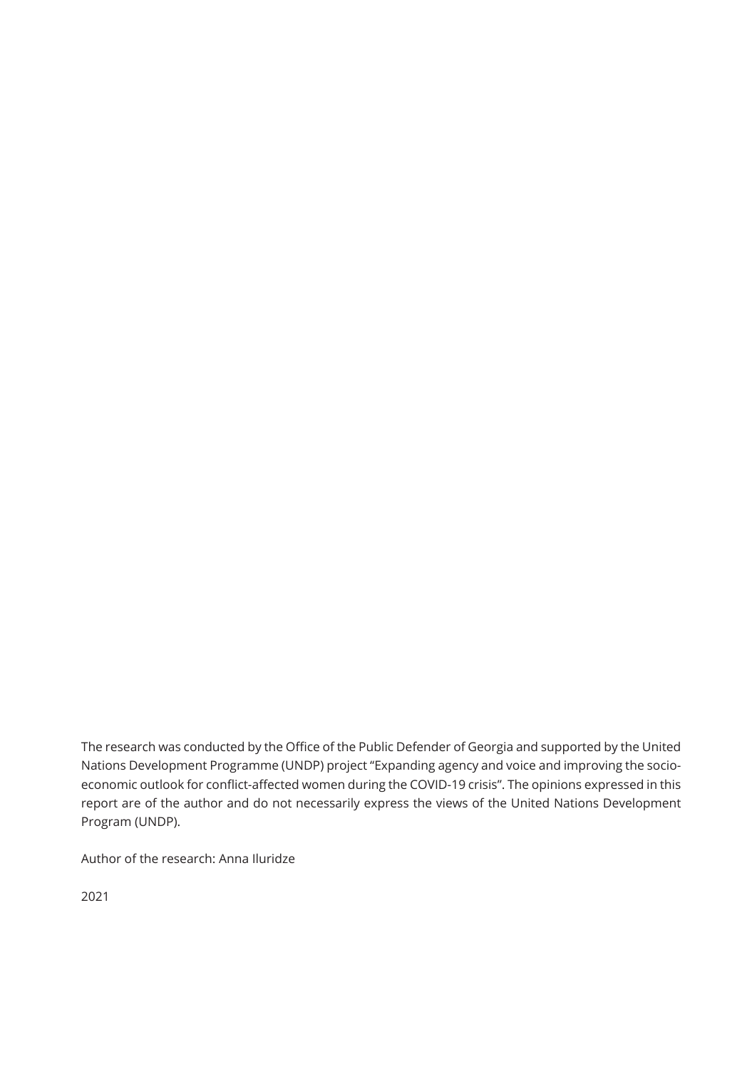The research was conducted by the Office of the Public Defender of Georgia and supported by the United Nations Development Programme (UNDP) project "Expanding agency and voice and improving the socio-economic outlook for conflict-affected women during the COVID-19 crisis". The opinions expressed in this report are of the author and do not necessarily express the views of the United Nations Development Program (UNDP).

Author of the research: Anna Iluridze

2021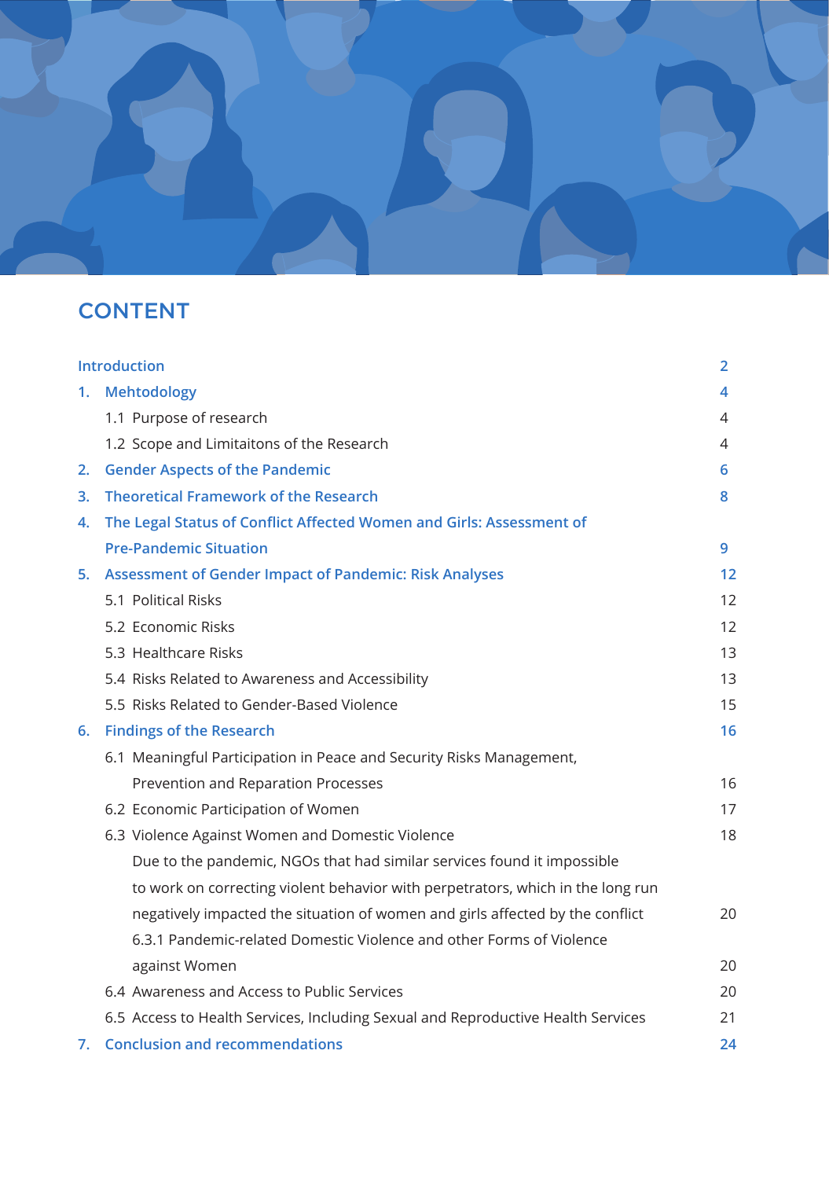## CONTENT

| | |
|---|---|
| Introduction | 2 |
| 1. Mehtodology | 4 |
| 1.1 Purpose of research | 4 |
| 1.2 Scope and Limitaitons of the Research | 4 |
| 2. Gender Aspects of the Pandemic | 6 |
| 3. Theoretical Framework of the Research | 8 |
| 4. The Legal Status of Conflict Affected Women and Girls: Assessment of Pre-Pandemic Situation | 9 |
| 5. Assessment of Gender Impact of Pandemic: Risk Analyses | 12 |
| 5.1 Political Risks | 12 |
| 5.2 Economic Risks | 12 |
| 5.3 Healthcare Risks | 13 |
| 5.4 Risks Related to Awareness and Accessibility | 13 |
| 5.5 Risks Related to Gender-Based Violence | 15 |
| 6. Findings of the Research | 16 |
| 6.1 Meaningful Participation in Peace and Security Risks Management, Prevention and Reparation Processes | 16 |
| 6.2 Economic Participation of Women | 17 |
| 6.3 Violence Against Women and Domestic Violence | 18 |
| Due to the pandemic, NGOs that had similar services found it impossible to work on correcting violent behavior with perpetrators, which in the long run negatively impacted the situation of women and girls affected by the conflict | 20 |
| 6.3.1 Pandemic-related Domestic Violence and other Forms of Violence against Women | 20 |
| 6.4 Awareness and Access to Public Services | 20 |
| 6.5 Access to Health Services, Including Sexual and Reproductive Health Services | 21 |
| 7. Conclusion and recommendations | 24 |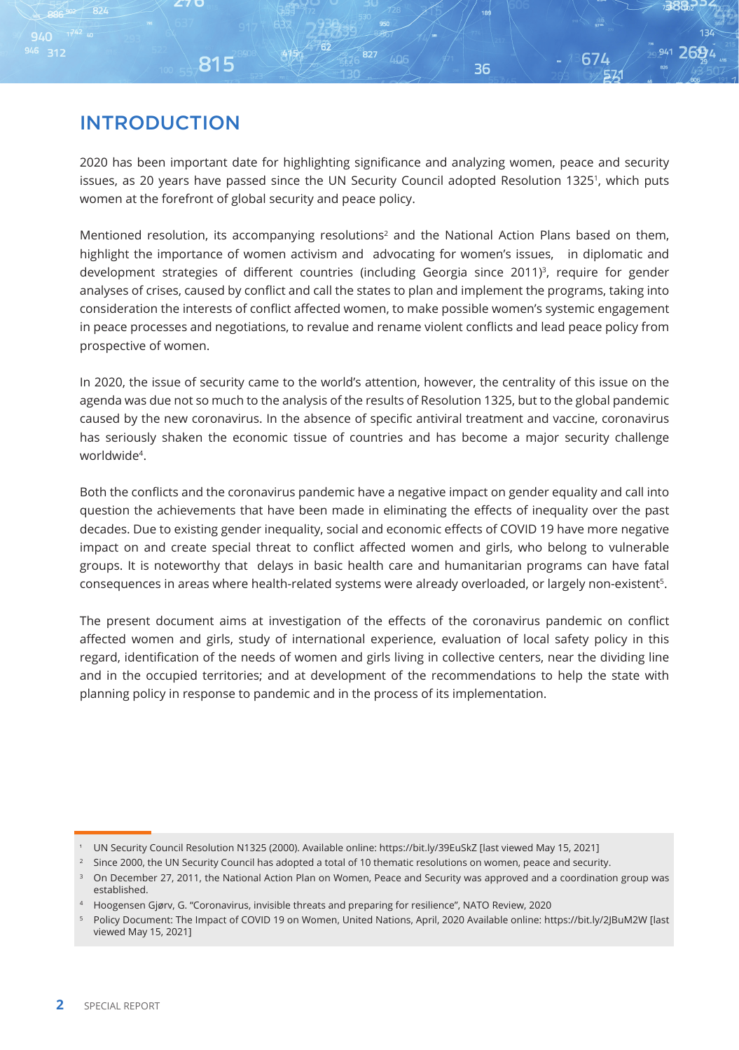# INTRODUCTION

2020 has been important date for highlighting significance and analyzing women, peace and security issues, as 20 years have passed since the UN Security Council adopted Resolution 1325[1], which puts women at the forefront of global security and peace policy.

Mentioned resolution, its accompanying resolutions[2] and the National Action Plans based on them, highlight the importance of women activism and advocating for women's issues, in diplomatic and development strategies of different countries (including Georgia since 2011)[3], require for gender analyses of crises, caused by conflict and call the states to plan and implement the programs, taking into consideration the interests of conflict affected women, to make possible women's systemic engagement in peace processes and negotiations, to revalue and rename violent conflicts and lead peace policy from prospective of women.

In 2020, the issue of security came to the world's attention, however, the centrality of this issue on the agenda was due not so much to the analysis of the results of Resolution 1325, but to the global pandemic caused by the new coronavirus. In the absence of specific antiviral treatment and vaccine, coronavirus has seriously shaken the economic tissue of countries and has become a major security challenge worldwide[4].

Both the conflicts and the coronavirus pandemic have a negative impact on gender equality and call into question the achievements that have been made in eliminating the effects of inequality over the past decades. Due to existing gender inequality, social and economic effects of COVID 19 have more negative impact on and create special threat to conflict affected women and girls, who belong to vulnerable groups. It is noteworthy that delays in basic health care and humanitarian programs can have fatal consequences in areas where health-related systems were already overloaded, or largely non-existent[5].

The present document aims at investigation of the effects of the coronavirus pandemic on conflict affected women and girls, study of international experience, evaluation of local safety policy in this regard, identification of the needs of women and girls living in collective centers, near the dividing line and in the occupied territories; and at development of the recommendations to help the state with planning policy in response to pandemic and in the process of its implementation.

---

[1] UN Security Council Resolution N1325 (2000). Available online: https://bit.ly/39EuSkZ [last viewed May 15, 2021]

[2] Since 2000, the UN Security Council has adopted a total of 10 thematic resolutions on women, peace and security.

[3] On December 27, 2011, the National Action Plan on Women, Peace and Security was approved and a coordination group was established.

[4] Hoogensen Gjørv, G. "Coronavirus, invisible threats and preparing for resilience", NATO Review, 2020

[5] Policy Document: The Impact of COVID 19 on Women, United Nations, April, 2020 Available online: https://bit.ly/2JBuM2W [last viewed May 15, 2021]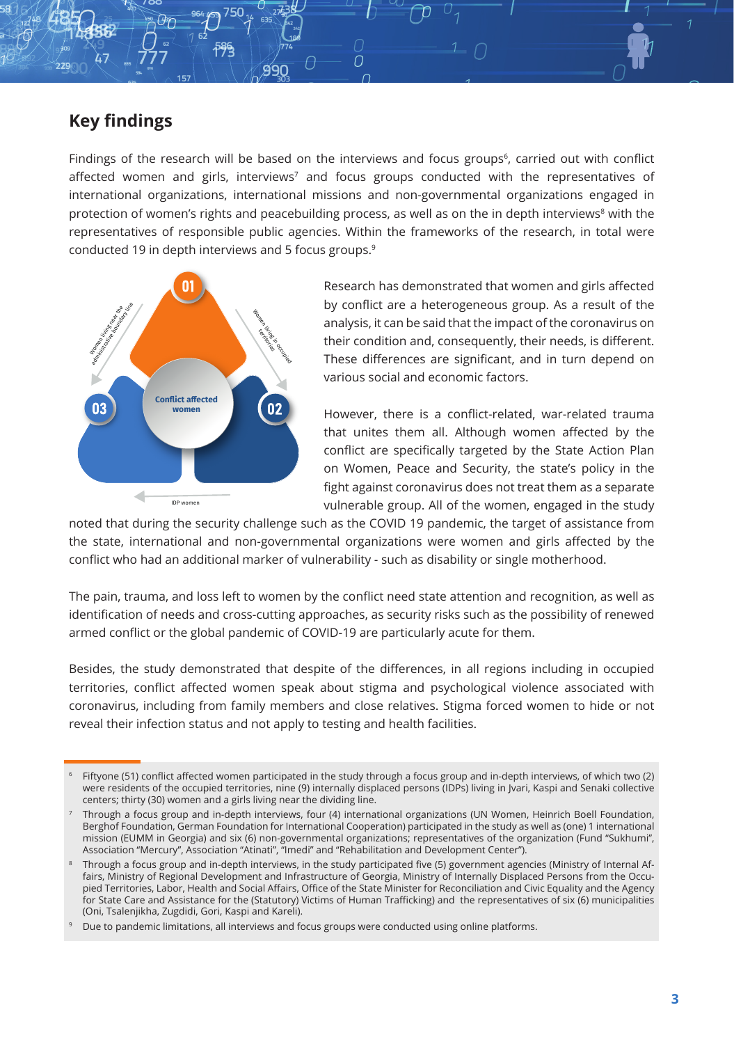## Key findings

Findings of the research will be based on the interviews and focus groups[6], carried out with conflict affected women and girls, interviews[7] and focus groups conducted with the representatives of international organizations, international missions and non-governmental organizations engaged in protection of women's rights and peacebuilding process, as well as on the in depth interviews[8] with the representatives of responsible public agencies. Within the frameworks of the research, in total were conducted 19 in depth interviews and 5 focus groups.[9]

01 Women living near the administrative boundary line

02 Women living in occupied territories

03 IDP women

Conflict affected women

Research has demonstrated that women and girls affected by conflict are a heterogeneous group. As a result of the analysis, it can be said that the impact of the coronavirus on their condition and, consequently, their needs, is different. These differences are significant, and in turn depend on various social and economic factors.

However, there is a conflict-related, war-related trauma that unites them all. Although women affected by the conflict are specifically targeted by the State Action Plan on Women, Peace and Security, the state's policy in the fight against coronavirus does not treat them as a separate vulnerable group. All of the women, engaged in the study noted that during the security challenge such as the COVID 19 pandemic, the target of assistance from the state, international and non-governmental organizations were women and girls affected by the conflict who had an additional marker of vulnerability - such as disability or single motherhood.

The pain, trauma, and loss left to women by the conflict need state attention and recognition, as well as identification of needs and cross-cutting approaches, as security risks such as the possibility of renewed armed conflict or the global pandemic of COVID-19 are particularly acute for them.

Besides, the study demonstrated that despite of the differences, in all regions including in occupied territories, conflict affected women speak about stigma and psychological violence associated with coronavirus, including from family members and close relatives. Stigma forced women to hide or not reveal their infection status and not apply to testing and health facilities.

---

[6] Fiftyone (51) conflict affected women participated in the study through a focus group and in-depth interviews, of which two (2) were residents of the occupied territories, nine (9) internally displaced persons (IDPs) living in Jvari, Kaspi and Senaki collective centers; thirty (30) women and a girls living near the dividing line.

[7] Through a focus group and in-depth interviews, four (4) international organizations (UN Women, Heinrich Boell Foundation, Berghof Foundation, German Foundation for International Cooperation) participated in the study as well as (one) 1 international mission (EUMM in Georgia) and six (6) non-governmental organizations; representatives of the organization (Fund "Sukhumi", Association "Mercury", Association "Atinati", "Imedi" and "Rehabilitation and Development Center").

[8] Through a focus group and in-depth interviews, in the study participated five (5) government agencies (Ministry of Internal Affairs, Ministry of Regional Development and Infrastructure of Georgia, Ministry of Internally Displaced Persons from the Occupied Territories, Labor, Health and Social Affairs, Office of the State Minister for Reconciliation and Civic Equality and the Agency for State Care and Assistance for the (Statutory) Victims of Human Trafficking) and the representatives of six (6) municipalities (Oni, Tsalenjikha, Zugdidi, Gori, Kaspi and Kareli).

[9] Due to pandemic limitations, all interviews and focus groups were conducted using online platforms.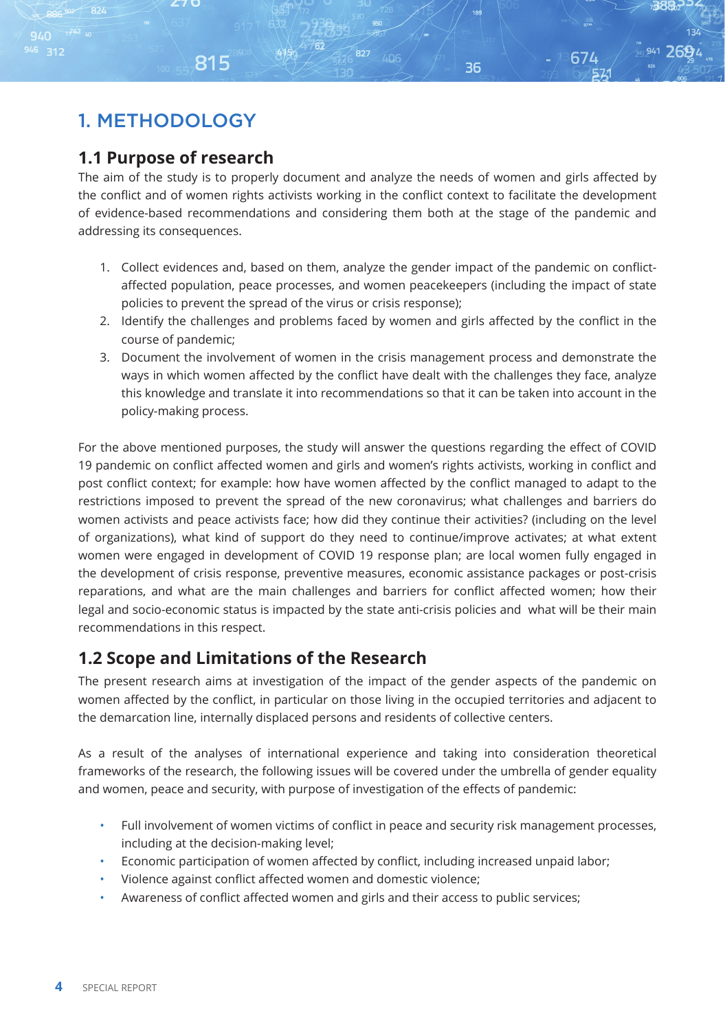# 1. METHODOLOGY

## 1.1 Purpose of research

The aim of the study is to properly document and analyze the needs of women and girls affected by the conflict and of women rights activists working in the conflict context to facilitate the development of evidence-based recommendations and considering them both at the stage of the pandemic and addressing its consequences.

1. Collect evidences and, based on them, analyze the gender impact of the pandemic on conflict-affected population, peace processes, and women peacekeepers (including the impact of state policies to prevent the spread of the virus or crisis response);
2. Identify the challenges and problems faced by women and girls affected by the conflict in the course of pandemic;
3. Document the involvement of women in the crisis management process and demonstrate the ways in which women affected by the conflict have dealt with the challenges they face, analyze this knowledge and translate it into recommendations so that it can be taken into account in the policy-making process.

For the above mentioned purposes, the study will answer the questions regarding the effect of COVID 19 pandemic on conflict affected women and girls and women's rights activists, working in conflict and post conflict context; for example: how have women affected by the conflict managed to adapt to the restrictions imposed to prevent the spread of the new coronavirus; what challenges and barriers do women activists and peace activists face; how did they continue their activities? (including on the level of organizations), what kind of support do they need to continue/improve activates; at what extent women were engaged in development of COVID 19 response plan; are local women fully engaged in the development of crisis response, preventive measures, economic assistance packages or post-crisis reparations, and what are the main challenges and barriers for conflict affected women; how their legal and socio-economic status is impacted by the state anti-crisis policies and what will be their main recommendations in this respect.

## 1.2 Scope and Limitations of the Research

The present research aims at investigation of the impact of the gender aspects of the pandemic on women affected by the conflict, in particular on those living in the occupied territories and adjacent to the demarcation line, internally displaced persons and residents of collective centers.

As a result of the analyses of international experience and taking into consideration theoretical frameworks of the research, the following issues will be covered under the umbrella of gender equality and women, peace and security, with purpose of investigation of the effects of pandemic:

- Full involvement of women victims of conflict in peace and security risk management processes, including at the decision-making level;
- Economic participation of women affected by conflict, including increased unpaid labor;
- Violence against conflict affected women and domestic violence;
- Awareness of conflict affected women and girls and their access to public services;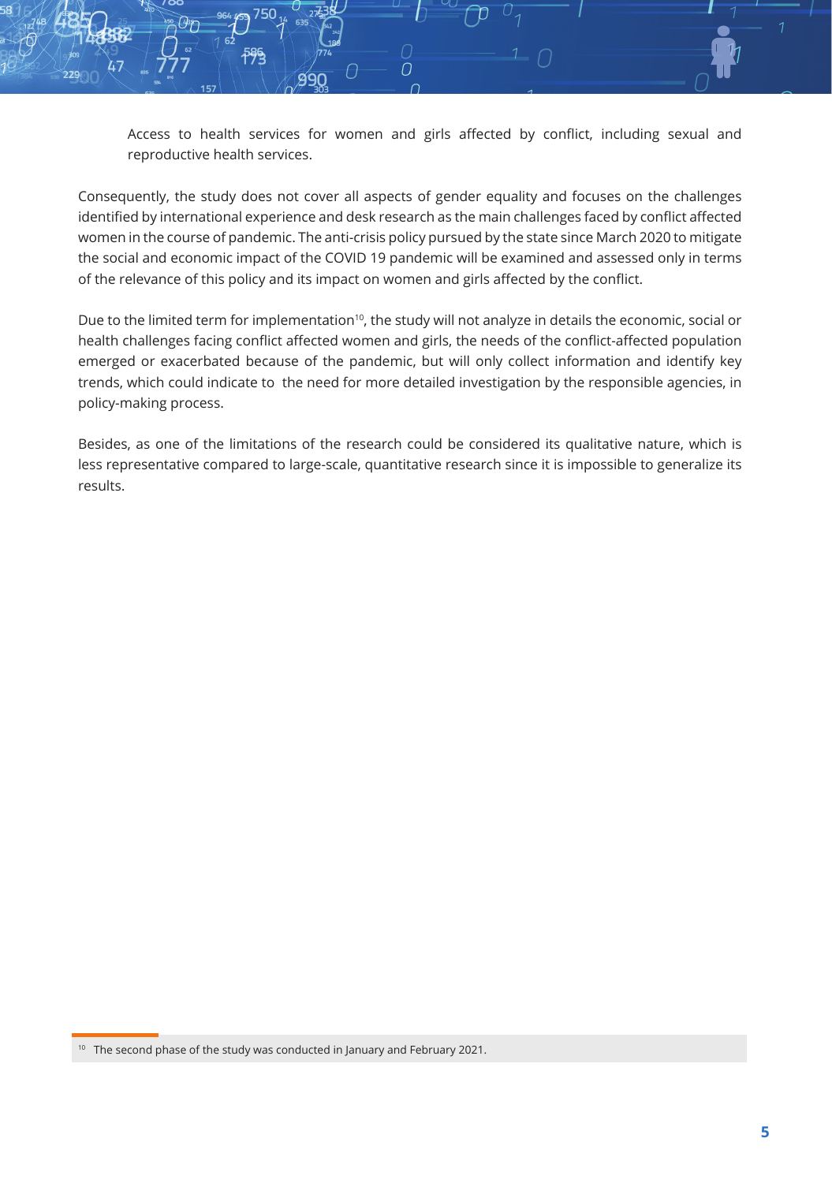Access to health services for women and girls affected by conflict, including sexual and reproductive health services.

Consequently, the study does not cover all aspects of gender equality and focuses on the challenges identified by international experience and desk research as the main challenges faced by conflict affected women in the course of pandemic. The anti-crisis policy pursued by the state since March 2020 to mitigate the social and economic impact of the COVID 19 pandemic will be examined and assessed only in terms of the relevance of this policy and its impact on women and girls affected by the conflict.

Due to the limited term for implementation[10], the study will not analyze in details the economic, social or health challenges facing conflict affected women and girls, the needs of the conflict-affected population emerged or exacerbated because of the pandemic, but will only collect information and identify key trends, which could indicate to the need for more detailed investigation by the responsible agencies, in policy-making process.

Besides, as one of the limitations of the research could be considered its qualitative nature, which is less representative compared to large-scale, quantitative research since it is impossible to generalize its results.

[10] The second phase of the study was conducted in January and February 2021.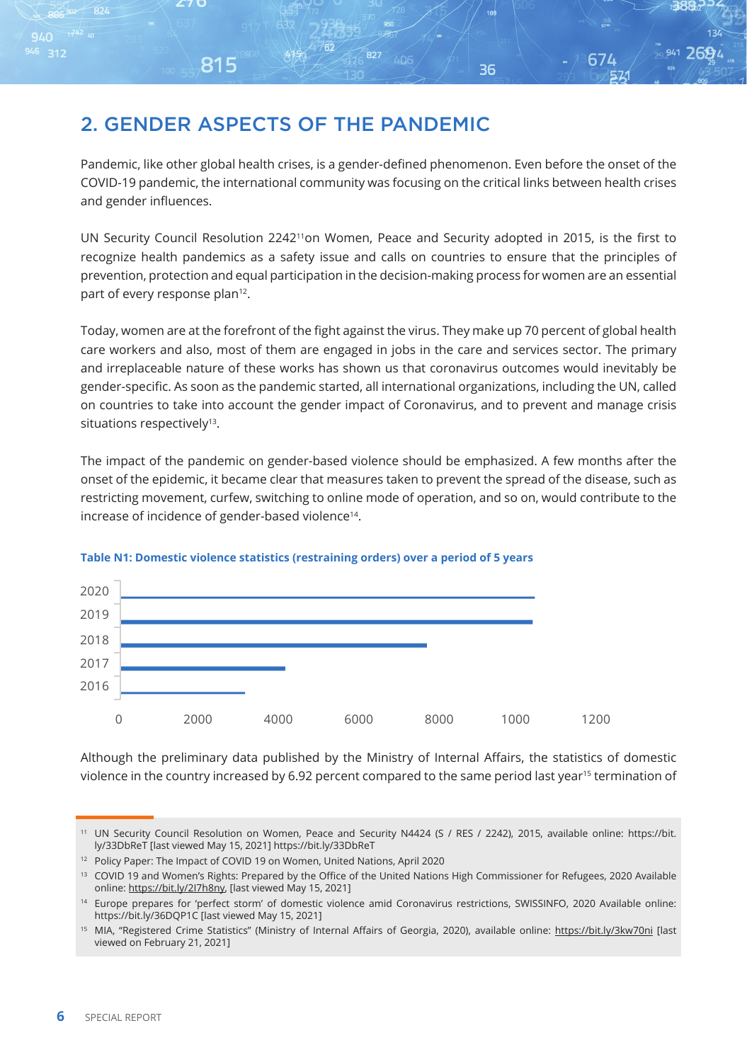## 2. GENDER ASPECTS OF THE PANDEMIC

Pandemic, like other global health crises, is a gender-defined phenomenon. Even before the onset of the COVID-19 pandemic, the international community was focusing on the critical links between health crises and gender influences.

UN Security Council Resolution 2242[11]on Women, Peace and Security adopted in 2015, is the first to recognize health pandemics as a safety issue and calls on countries to ensure that the principles of prevention, protection and equal participation in the decision-making process for women are an essential part of every response plan[12].

Today, women are at the forefront of the fight against the virus. They make up 70 percent of global health care workers and also, most of them are engaged in jobs in the care and services sector. The primary and irreplaceable nature of these works has shown us that coronavirus outcomes would inevitably be gender-specific. As soon as the pandemic started, all international organizations, including the UN, called on countries to take into account the gender impact of Coronavirus, and to prevent and manage crisis situations respectively[13].

The impact of the pandemic on gender-based violence should be emphasized. A few months after the onset of the epidemic, it became clear that measures taken to prevent the spread of the disease, such as restricting movement, curfew, switching to online mode of operation, and so on, would contribute to the increase of incidence of gender-based violence[14].

**Table N1: Domestic violence statistics (restraining orders) over a period of 5 years**

2020, 2019, 2018, 2017, 2016

0, 2000, 4000, 6000, 8000, 1000, 1200

Although the preliminary data published by the Ministry of Internal Affairs, the statistics of domestic violence in the country increased by 6.92 percent compared to the same period last year[15] termination of

---

[11] UN Security Council Resolution on Women, Peace and Security N4424 (S / RES / 2242), 2015, available online: https://bit.ly/33DbReT [last viewed May 15, 2021] https://bit.ly/33DbReT

[12] Policy Paper: The Impact of COVID 19 on Women, United Nations, April 2020

[13] COVID 19 and Women's Rights: Prepared by the Office of the United Nations High Commissioner for Refugees, 2020 Available online: https://bit.ly/2I7h8ny, [last viewed May 15, 2021]

[14] Europe prepares for 'perfect storm' of domestic violence amid Coronavirus restrictions, SWISSINFO, 2020 Available online: https://bit.ly/36DQP1C [last viewed May 15, 2021]

[15] MIA, "Registered Crime Statistics" (Ministry of Internal Affairs of Georgia, 2020), available online: https://bit.ly/3kw70ni [last viewed on February 21, 2021]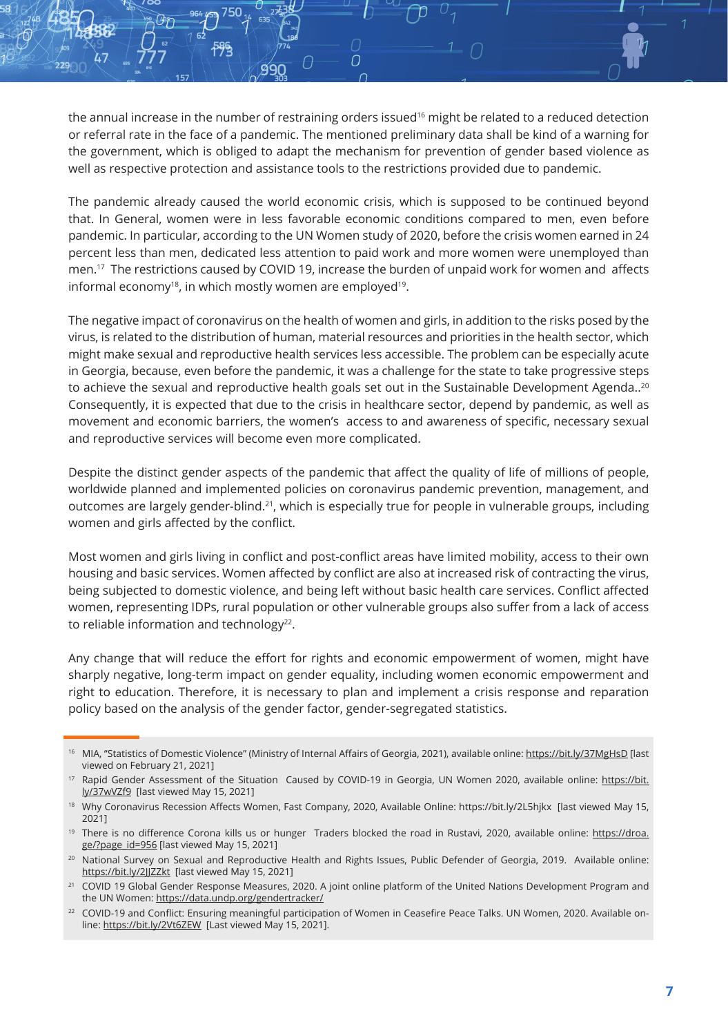the annual increase in the number of restraining orders issued[16] might be related to a reduced detection or referral rate in the face of a pandemic. The mentioned preliminary data shall be kind of a warning for the government, which is obliged to adapt the mechanism for prevention of gender based violence as well as respective protection and assistance tools to the restrictions provided due to pandemic.

The pandemic already caused the world economic crisis, which is supposed to be continued beyond that. In General, women were in less favorable economic conditions compared to men, even before pandemic. In particular, according to the UN Women study of 2020, before the crisis women earned in 24 percent less than men, dedicated less attention to paid work and more women were unemployed than men.[17] The restrictions caused by COVID 19, increase the burden of unpaid work for women and affects informal economy[18], in which mostly women are employed[19].

The negative impact of coronavirus on the health of women and girls, in addition to the risks posed by the virus, is related to the distribution of human, material resources and priorities in the health sector, which might make sexual and reproductive health services less accessible. The problem can be especially acute in Georgia, because, even before the pandemic, it was a challenge for the state to take progressive steps to achieve the sexual and reproductive health goals set out in the Sustainable Development Agenda..[20] Consequently, it is expected that due to the crisis in healthcare sector, depend by pandemic, as well as movement and economic barriers, the women's access to and awareness of specific, necessary sexual and reproductive services will become even more complicated.

Despite the distinct gender aspects of the pandemic that affect the quality of life of millions of people, worldwide planned and implemented policies on coronavirus pandemic prevention, management, and outcomes are largely gender-blind.[21], which is especially true for people in vulnerable groups, including women and girls affected by the conflict.

Most women and girls living in conflict and post-conflict areas have limited mobility, access to their own housing and basic services. Women affected by conflict are also at increased risk of contracting the virus, being subjected to domestic violence, and being left without basic health care services. Conflict affected women, representing IDPs, rural population or other vulnerable groups also suffer from a lack of access to reliable information and technology[22].

Any change that will reduce the effort for rights and economic empowerment of women, might have sharply negative, long-term impact on gender equality, including women economic empowerment and right to education. Therefore, it is necessary to plan and implement a crisis response and reparation policy based on the analysis of the gender factor, gender-segregated statistics.

---

[16] MIA, "Statistics of Domestic Violence" (Ministry of Internal Affairs of Georgia, 2021), available online: https://bit.ly/37MgHsD [last viewed on February 21, 2021]

[17] Rapid Gender Assessment of the Situation Caused by COVID-19 in Georgia, UN Women 2020, available online: https://bit.ly/37wVZf9 [last viewed May 15, 2021]

[18] Why Coronavirus Recession Affects Women, Fast Company, 2020, Available Online: https://bit.ly/2L5hjkx [last viewed May 15, 2021]

[19] There is no difference Corona kills us or hunger Traders blocked the road in Rustavi, 2020, available online: https://droa.ge/?page_id=956 [last viewed May 15, 2021]

[20] National Survey on Sexual and Reproductive Health and Rights Issues, Public Defender of Georgia, 2019. Available online: https://bit.ly/2JJZZkt [last viewed May 15, 2021]

[21] COVID 19 Global Gender Response Measures, 2020. A joint online platform of the United Nations Development Program and the UN Women: https://data.undp.org/gendertracker/

[22] COVID-19 and Conflict: Ensuring meaningful participation of Women in Ceasefire Peace Talks. UN Women, 2020. Available online: https://bit.ly/2Vt6ZEW [Last viewed May 15, 2021].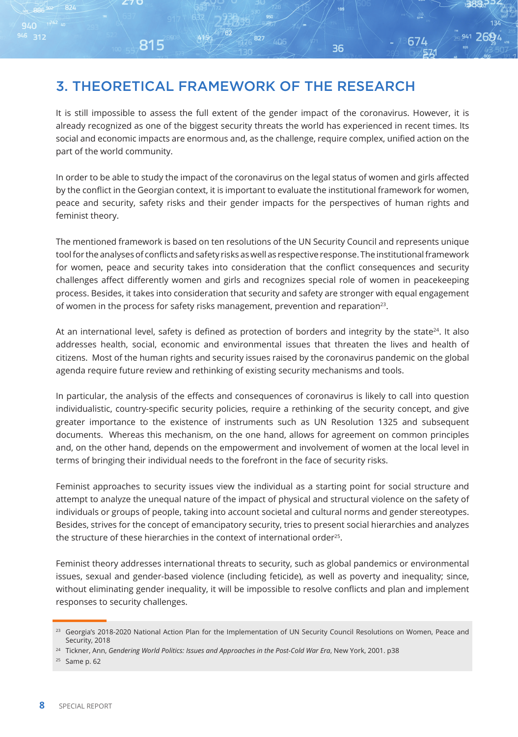## 3. THEORETICAL FRAMEWORK OF THE RESEARCH

It is still impossible to assess the full extent of the gender impact of the coronavirus. However, it is already recognized as one of the biggest security threats the world has experienced in recent times. Its social and economic impacts are enormous and, as the challenge, require complex, unified action on the part of the world community.

In order to be able to study the impact of the coronavirus on the legal status of women and girls affected by the conflict in the Georgian context, it is important to evaluate the institutional framework for women, peace and security, safety risks and their gender impacts for the perspectives of human rights and feminist theory.

The mentioned framework is based on ten resolutions of the UN Security Council and represents unique tool for the analyses of conflicts and safety risks as well as respective response. The institutional framework for women, peace and security takes into consideration that the conflict consequences and security challenges affect differently women and girls and recognizes special role of women in peacekeeping process. Besides, it takes into consideration that security and safety are stronger with equal engagement of women in the process for safety risks management, prevention and reparation[23].

At an international level, safety is defined as protection of borders and integrity by the state[24]. It also addresses health, social, economic and environmental issues that threaten the lives and health of citizens. Most of the human rights and security issues raised by the coronavirus pandemic on the global agenda require future review and rethinking of existing security mechanisms and tools.

In particular, the analysis of the effects and consequences of coronavirus is likely to call into question individualistic, country-specific security policies, require a rethinking of the security concept, and give greater importance to the existence of instruments such as UN Resolution 1325 and subsequent documents. Whereas this mechanism, on the one hand, allows for agreement on common principles and, on the other hand, depends on the empowerment and involvement of women at the local level in terms of bringing their individual needs to the forefront in the face of security risks.

Feminist approaches to security issues view the individual as a starting point for social structure and attempt to analyze the unequal nature of the impact of physical and structural violence on the safety of individuals or groups of people, taking into account societal and cultural norms and gender stereotypes. Besides, strives for the concept of emancipatory security, tries to present social hierarchies and analyzes the structure of these hierarchies in the context of international order[25].

Feminist theory addresses international threats to security, such as global pandemics or environmental issues, sexual and gender-based violence (including feticide), as well as poverty and inequality; since, without eliminating gender inequality, it will be impossible to resolve conflicts and plan and implement responses to security challenges.

---

[23] Georgia's 2018-2020 National Action Plan for the Implementation of UN Security Council Resolutions on Women, Peace and Security, 2018

[24] Tickner, Ann, *Gendering World Politics: Issues and Approaches in the Post-Cold War Era*, New York, 2001. p38

[25] Same p. 62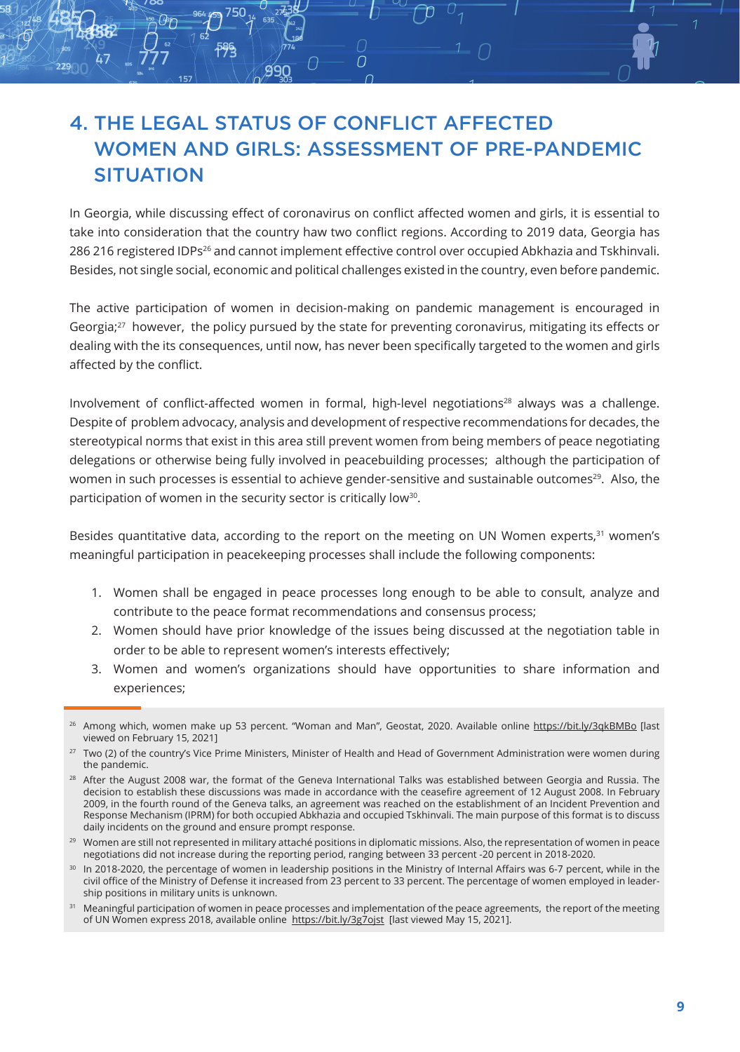# 4. THE LEGAL STATUS OF CONFLICT AFFECTED WOMEN AND GIRLS: ASSESSMENT OF PRE-PANDEMIC SITUATION

In Georgia, while discussing effect of coronavirus on conflict affected women and girls, it is essential to take into consideration that the country haw two conflict regions. According to 2019 data, Georgia has 286 216 registered IDPs[26] and cannot implement effective control over occupied Abkhazia and Tskhinvali. Besides, not single social, economic and political challenges existed in the country, even before pandemic.

The active participation of women in decision-making on pandemic management is encouraged in Georgia;[27] however, the policy pursued by the state for preventing coronavirus, mitigating its effects or dealing with the its consequences, until now, has never been specifically targeted to the women and girls affected by the conflict.

Involvement of conflict-affected women in formal, high-level negotiations[28] always was a challenge. Despite of problem advocacy, analysis and development of respective recommendations for decades, the stereotypical norms that exist in this area still prevent women from being members of peace negotiating delegations or otherwise being fully involved in peacebuilding processes; although the participation of women in such processes is essential to achieve gender-sensitive and sustainable outcomes[29]. Also, the participation of women in the security sector is critically low[30].

Besides quantitative data, according to the report on the meeting on UN Women experts,[31] women's meaningful participation in peacekeeping processes shall include the following components:

1. Women shall be engaged in peace processes long enough to be able to consult, analyze and contribute to the peace format recommendations and consensus process;
2. Women should have prior knowledge of the issues being discussed at the negotiation table in order to be able to represent women's interests effectively;
3. Women and women's organizations should have opportunities to share information and experiences;

---

[26] Among which, women make up 53 percent. "Woman and Man", Geostat, 2020. Available online https://bit.ly/3qkBMBo [last viewed on February 15, 2021]

[27] Two (2) of the country's Vice Prime Ministers, Minister of Health and Head of Government Administration were women during the pandemic.

[28] After the August 2008 war, the format of the Geneva International Talks was established between Georgia and Russia. The decision to establish these discussions was made in accordance with the ceasefire agreement of 12 August 2008. In February 2009, in the fourth round of the Geneva talks, an agreement was reached on the establishment of an Incident Prevention and Response Mechanism (IPRM) for both occupied Abkhazia and occupied Tskhinvali. The main purpose of this format is to discuss daily incidents on the ground and ensure prompt response.

[29] Women are still not represented in military attaché positions in diplomatic missions. Also, the representation of women in peace negotiations did not increase during the reporting period, ranging between 33 percent -20 percent in 2018-2020.

[30] In 2018-2020, the percentage of women in leadership positions in the Ministry of Internal Affairs was 6-7 percent, while in the civil office of the Ministry of Defense it increased from 23 percent to 33 percent. The percentage of women employed in leadership positions in military units is unknown.

[31] Meaningful participation of women in peace processes and implementation of the peace agreements, the report of the meeting of UN Women express 2018, available online https://bit.ly/3g7ojst [last viewed May 15, 2021].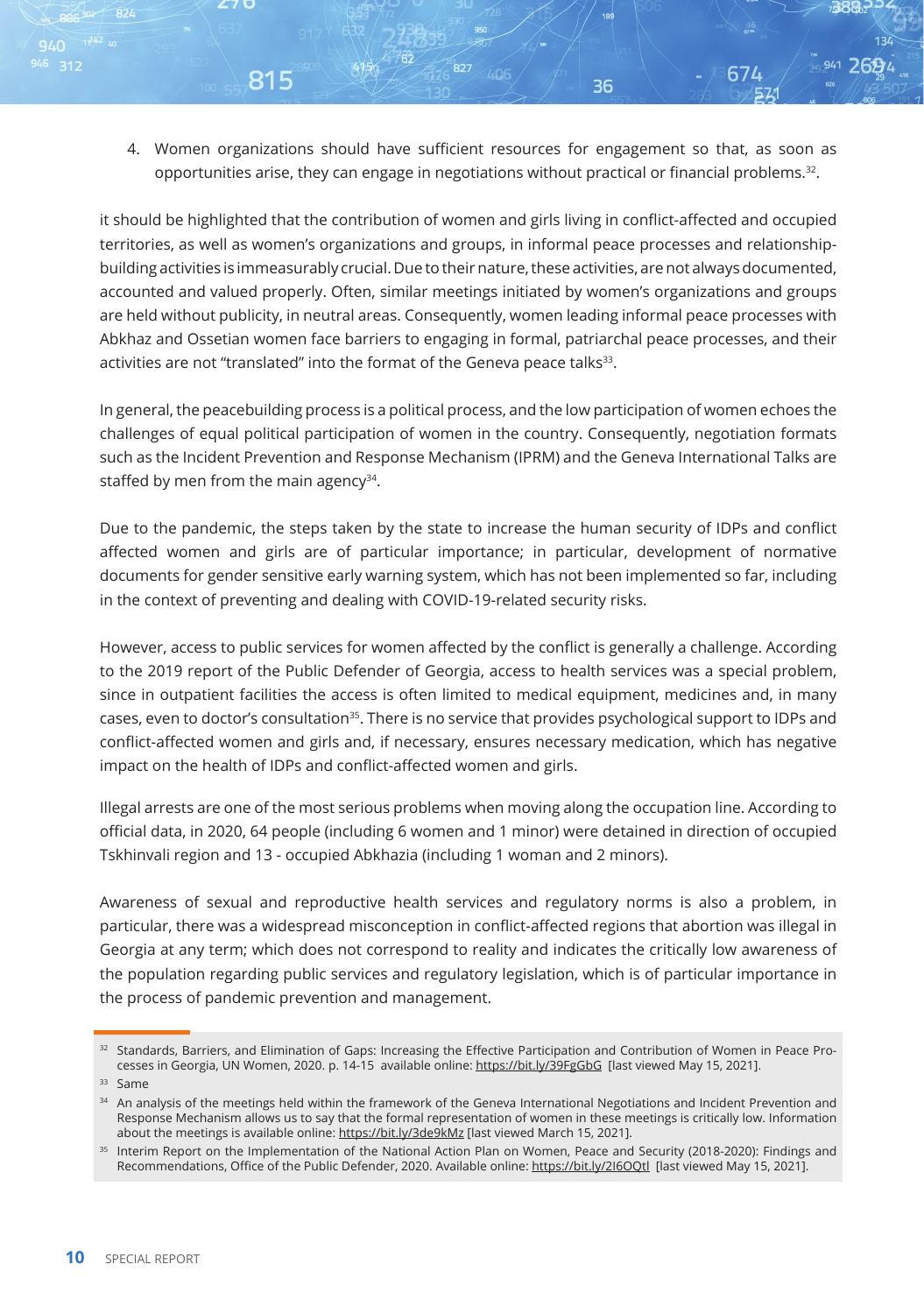4. Women organizations should have sufficient resources for engagement so that, as soon as opportunities arise, they can engage in negotiations without practical or financial problems.[32].

it should be highlighted that the contribution of women and girls living in conflict-affected and occupied territories, as well as women's organizations and groups, in informal peace processes and relationship-building activities is immeasurably crucial. Due to their nature, these activities, are not always documented, accounted and valued properly. Often, similar meetings initiated by women's organizations and groups are held without publicity, in neutral areas. Consequently, women leading informal peace processes with Abkhaz and Ossetian women face barriers to engaging in formal, patriarchal peace processes, and their activities are not "translated" into the format of the Geneva peace talks[33].

In general, the peacebuilding process is a political process, and the low participation of women echoes the challenges of equal political participation of women in the country. Consequently, negotiation formats such as the Incident Prevention and Response Mechanism (IPRM) and the Geneva International Talks are staffed by men from the main agency[34].

Due to the pandemic, the steps taken by the state to increase the human security of IDPs and conflict affected women and girls are of particular importance; in particular, development of normative documents for gender sensitive early warning system, which has not been implemented so far, including in the context of preventing and dealing with COVID-19-related security risks.

However, access to public services for women affected by the conflict is generally a challenge. According to the 2019 report of the Public Defender of Georgia, access to health services was a special problem, since in outpatient facilities the access is often limited to medical equipment, medicines and, in many cases, even to doctor's consultation[35]. There is no service that provides psychological support to IDPs and conflict-affected women and girls and, if necessary, ensures necessary medication, which has negative impact on the health of IDPs and conflict-affected women and girls.

Illegal arrests are one of the most serious problems when moving along the occupation line. According to official data, in 2020, 64 people (including 6 women and 1 minor) were detained in direction of occupied Tskhinvali region and 13 - occupied Abkhazia (including 1 woman and 2 minors).

Awareness of sexual and reproductive health services and regulatory norms is also a problem, in particular, there was a widespread misconception in conflict-affected regions that abortion was illegal in Georgia at any term; which does not correspond to reality and indicates the critically low awareness of the population regarding public services and regulatory legislation, which is of particular importance in the process of pandemic prevention and management.

---

[32] Standards, Barriers, and Elimination of Gaps: Increasing the Effective Participation and Contribution of Women in Peace Processes in Georgia, UN Women, 2020. p. 14-15 available online: https://bit.ly/39FgGbG [last viewed May 15, 2021].

[33] Same

[34] An analysis of the meetings held within the framework of the Geneva International Negotiations and Incident Prevention and Response Mechanism allows us to say that the formal representation of women in these meetings is critically low. Information about the meetings is available online: https://bit.ly/3de9kMz [last viewed March 15, 2021].

[35] Interim Report on the Implementation of the National Action Plan on Women, Peace and Security (2018-2020): Findings and Recommendations, Office of the Public Defender, 2020. Available online: https://bit.ly/2I6OQtl [last viewed May 15, 2021].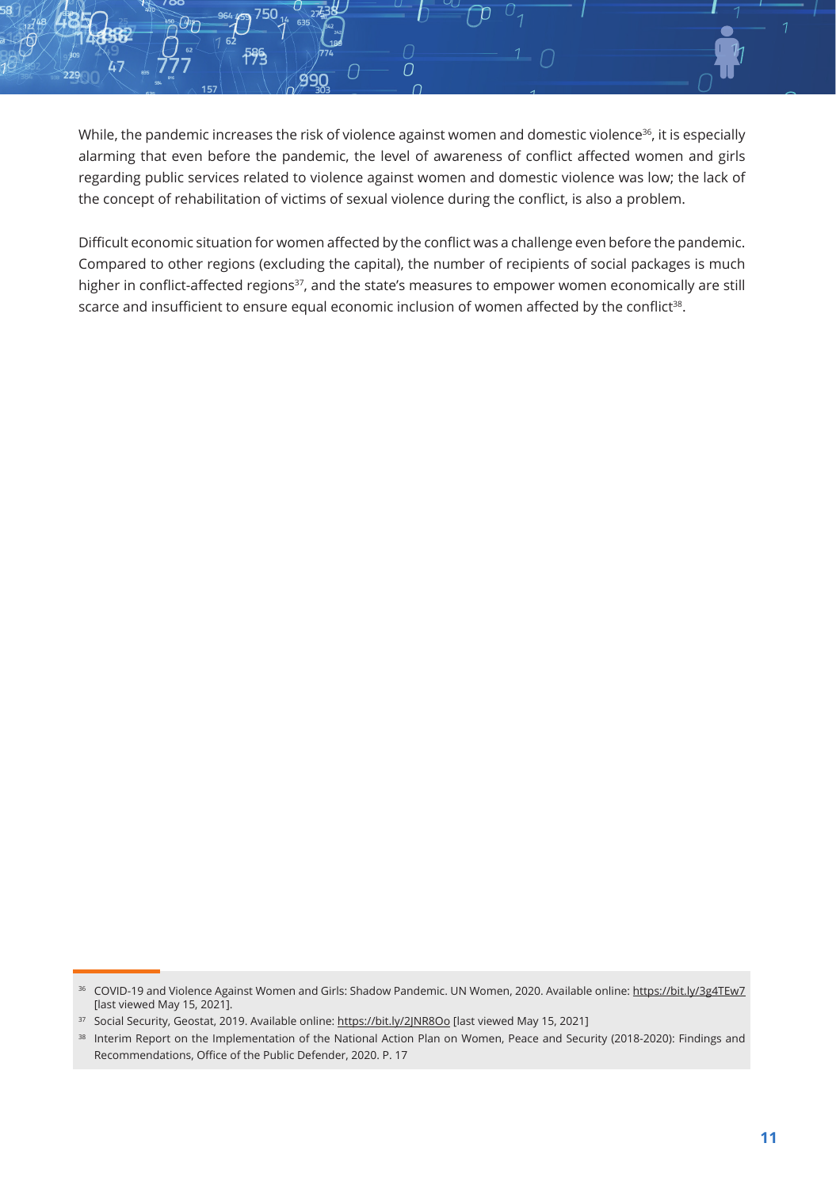While, the pandemic increases the risk of violence against women and domestic violence[36], it is especially alarming that even before the pandemic, the level of awareness of conflict affected women and girls regarding public services related to violence against women and domestic violence was low; the lack of the concept of rehabilitation of victims of sexual violence during the conflict, is also a problem.

Difficult economic situation for women affected by the conflict was a challenge even before the pandemic. Compared to other regions (excluding the capital), the number of recipients of social packages is much higher in conflict-affected regions[37], and the state's measures to empower women economically are still scarce and insufficient to ensure equal economic inclusion of women affected by the conflict[38].

---

[36] COVID-19 and Violence Against Women and Girls: Shadow Pandemic. UN Women, 2020. Available online: https://bit.ly/3g4TEw7 [last viewed May 15, 2021].

[37] Social Security, Geostat, 2019. Available online: https://bit.ly/2JNR8Oo [last viewed May 15, 2021]

[38] Interim Report on the Implementation of the National Action Plan on Women, Peace and Security (2018-2020): Findings and Recommendations, Office of the Public Defender, 2020. P. 17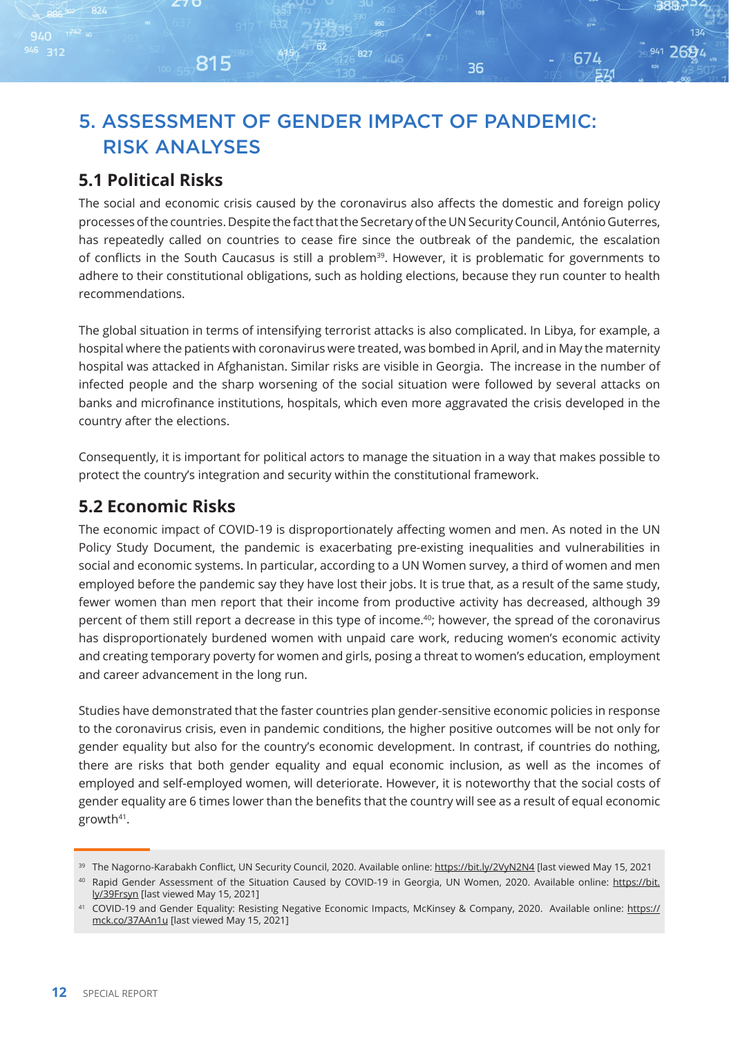# 5. ASSESSMENT OF GENDER IMPACT OF PANDEMIC: RISK ANALYSES

## 5.1 Political Risks

The social and economic crisis caused by the coronavirus also affects the domestic and foreign policy processes of the countries. Despite the fact that the Secretary of the UN Security Council, António Guterres, has repeatedly called on countries to cease fire since the outbreak of the pandemic, the escalation of conflicts in the South Caucasus is still a problem[39]. However, it is problematic for governments to adhere to their constitutional obligations, such as holding elections, because they run counter to health recommendations.

The global situation in terms of intensifying terrorist attacks is also complicated. In Libya, for example, a hospital where the patients with coronavirus were treated, was bombed in April, and in May the maternity hospital was attacked in Afghanistan. Similar risks are visible in Georgia. The increase in the number of infected people and the sharp worsening of the social situation were followed by several attacks on banks and microfinance institutions, hospitals, which even more aggravated the crisis developed in the country after the elections.

Consequently, it is important for political actors to manage the situation in a way that makes possible to protect the country's integration and security within the constitutional framework.

## 5.2 Economic Risks

The economic impact of COVID-19 is disproportionately affecting women and men. As noted in the UN Policy Study Document, the pandemic is exacerbating pre-existing inequalities and vulnerabilities in social and economic systems. In particular, according to a UN Women survey, a third of women and men employed before the pandemic say they have lost their jobs. It is true that, as a result of the same study, fewer women than men report that their income from productive activity has decreased, although 39 percent of them still report a decrease in this type of income.[40]; however, the spread of the coronavirus has disproportionately burdened women with unpaid care work, reducing women's economic activity and creating temporary poverty for women and girls, posing a threat to women's education, employment and career advancement in the long run.

Studies have demonstrated that the faster countries plan gender-sensitive economic policies in response to the coronavirus crisis, even in pandemic conditions, the higher positive outcomes will be not only for gender equality but also for the country's economic development. In contrast, if countries do nothing, there are risks that both gender equality and equal economic inclusion, as well as the incomes of employed and self-employed women, will deteriorate. However, it is noteworthy that the social costs of gender equality are 6 times lower than the benefits that the country will see as a result of equal economic growth[41].

---

[39] The Nagorno-Karabakh Conflict, UN Security Council, 2020. Available online: https://bit.ly/2VyN2N4 [last viewed May 15, 2021

[40] Rapid Gender Assessment of the Situation Caused by COVID-19 in Georgia, UN Women, 2020. Available online: https://bit.ly/39Frsyn [last viewed May 15, 2021]

[41] COVID-19 and Gender Equality: Resisting Negative Economic Impacts, McKinsey & Company, 2020. Available online: https://mck.co/37AAn1u [last viewed May 15, 2021]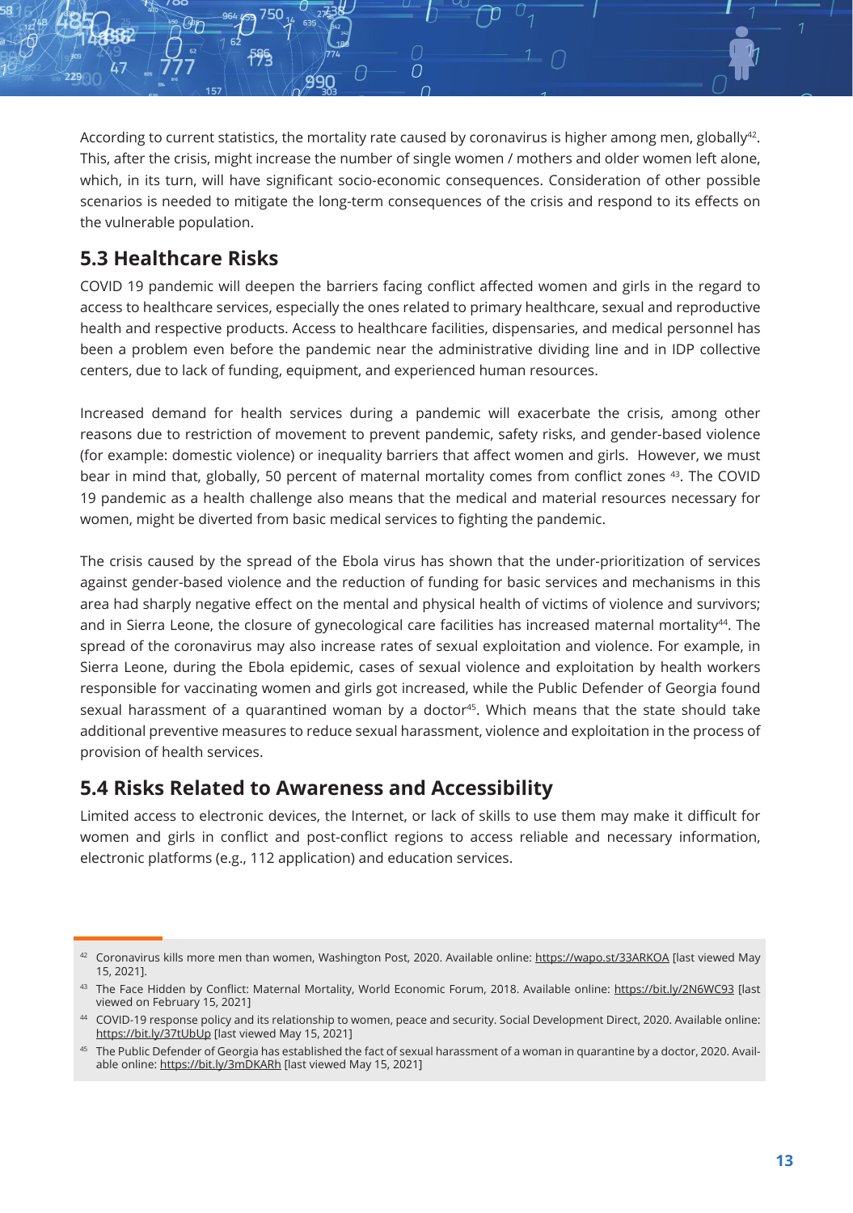According to current statistics, the mortality rate caused by coronavirus is higher among men, globally[42]. This, after the crisis, might increase the number of single women / mothers and older women left alone, which, in its turn, will have significant socio-economic consequences. Consideration of other possible scenarios is needed to mitigate the long-term consequences of the crisis and respond to its effects on the vulnerable population.

## 5.3 Healthcare Risks

COVID 19 pandemic will deepen the barriers facing conflict affected women and girls in the regard to access to healthcare services, especially the ones related to primary healthcare, sexual and reproductive health and respective products. Access to healthcare facilities, dispensaries, and medical personnel has been a problem even before the pandemic near the administrative dividing line and in IDP collective centers, due to lack of funding, equipment, and experienced human resources.

Increased demand for health services during a pandemic will exacerbate the crisis, among other reasons due to restriction of movement to prevent pandemic, safety risks, and gender-based violence (for example: domestic violence) or inequality barriers that affect women and girls. However, we must bear in mind that, globally, 50 percent of maternal mortality comes from conflict zones [43]. The COVID 19 pandemic as a health challenge also means that the medical and material resources necessary for women, might be diverted from basic medical services to fighting the pandemic.

The crisis caused by the spread of the Ebola virus has shown that the under-prioritization of services against gender-based violence and the reduction of funding for basic services and mechanisms in this area had sharply negative effect on the mental and physical health of victims of violence and survivors; and in Sierra Leone, the closure of gynecological care facilities has increased maternal mortality[44]. The spread of the coronavirus may also increase rates of sexual exploitation and violence. For example, in Sierra Leone, during the Ebola epidemic, cases of sexual violence and exploitation by health workers responsible for vaccinating women and girls got increased, while the Public Defender of Georgia found sexual harassment of a quarantined woman by a doctor[45]. Which means that the state should take additional preventive measures to reduce sexual harassment, violence and exploitation in the process of provision of health services.

## 5.4 Risks Related to Awareness and Accessibility

Limited access to electronic devices, the Internet, or lack of skills to use them may make it difficult for women and girls in conflict and post-conflict regions to access reliable and necessary information, electronic platforms (e.g., 112 application) and education services.

[42] Coronavirus kills more men than women, Washington Post, 2020. Available online: https://wapo.st/33ARKOA [last viewed May 15, 2021].

[43] The Face Hidden by Conflict: Maternal Mortality, World Economic Forum, 2018. Available online: https://bit.ly/2N6WC93 [last viewed on February 15, 2021]

[44] COVID-19 response policy and its relationship to women, peace and security. Social Development Direct, 2020. Available online: https://bit.ly/37tUbUp [last viewed May 15, 2021]

[45] The Public Defender of Georgia has established the fact of sexual harassment of a woman in quarantine by a doctor, 2020. Available online: https://bit.ly/3mDKARh [last viewed May 15, 2021]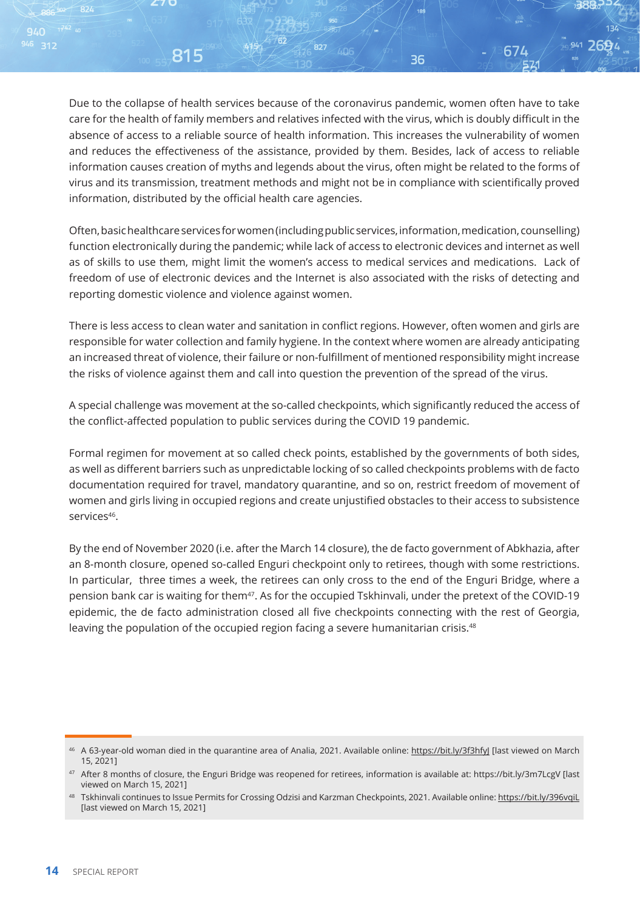Due to the collapse of health services because of the coronavirus pandemic, women often have to take care for the health of family members and relatives infected with the virus, which is doubly difficult in the absence of access to a reliable source of health information. This increases the vulnerability of women and reduces the effectiveness of the assistance, provided by them. Besides, lack of access to reliable information causes creation of myths and legends about the virus, often might be related to the forms of virus and its transmission, treatment methods and might not be in compliance with scientifically proved information, distributed by the official health care agencies.

Often, basic healthcare services for women (including public services, information, medication, counselling) function electronically during the pandemic; while lack of access to electronic devices and internet as well as of skills to use them, might limit the women's access to medical services and medications. Lack of freedom of use of electronic devices and the Internet is also associated with the risks of detecting and reporting domestic violence and violence against women.

There is less access to clean water and sanitation in conflict regions. However, often women and girls are responsible for water collection and family hygiene. In the context where women are already anticipating an increased threat of violence, their failure or non-fulfillment of mentioned responsibility might increase the risks of violence against them and call into question the prevention of the spread of the virus.

A special challenge was movement at the so-called checkpoints, which significantly reduced the access of the conflict-affected population to public services during the COVID 19 pandemic.

Formal regimen for movement at so called check points, established by the governments of both sides, as well as different barriers such as unpredictable locking of so called checkpoints problems with de facto documentation required for travel, mandatory quarantine, and so on, restrict freedom of movement of women and girls living in occupied regions and create unjustified obstacles to their access to subsistence services[46].

By the end of November 2020 (i.e. after the March 14 closure), the de facto government of Abkhazia, after an 8-month closure, opened so-called Enguri checkpoint only to retirees, though with some restrictions. In particular, three times a week, the retirees can only cross to the end of the Enguri Bridge, where a pension bank car is waiting for them[47]. As for the occupied Tskhinvali, under the pretext of the COVID-19 epidemic, the de facto administration closed all five checkpoints connecting with the rest of Georgia, leaving the population of the occupied region facing a severe humanitarian crisis.[48]

---

[46] A 63-year-old woman died in the quarantine area of Analia, 2021. Available online: https://bit.ly/3f3hfyJ [last viewed on March 15, 2021]

[47] After 8 months of closure, the Enguri Bridge was reopened for retirees, information is available at: https://bit.ly/3m7LcgV [last viewed on March 15, 2021]

[48] Tskhinvali continues to Issue Permits for Crossing Odzisi and Karzman Checkpoints, 2021. Available online: https://bit.ly/396vqiL [last viewed on March 15, 2021]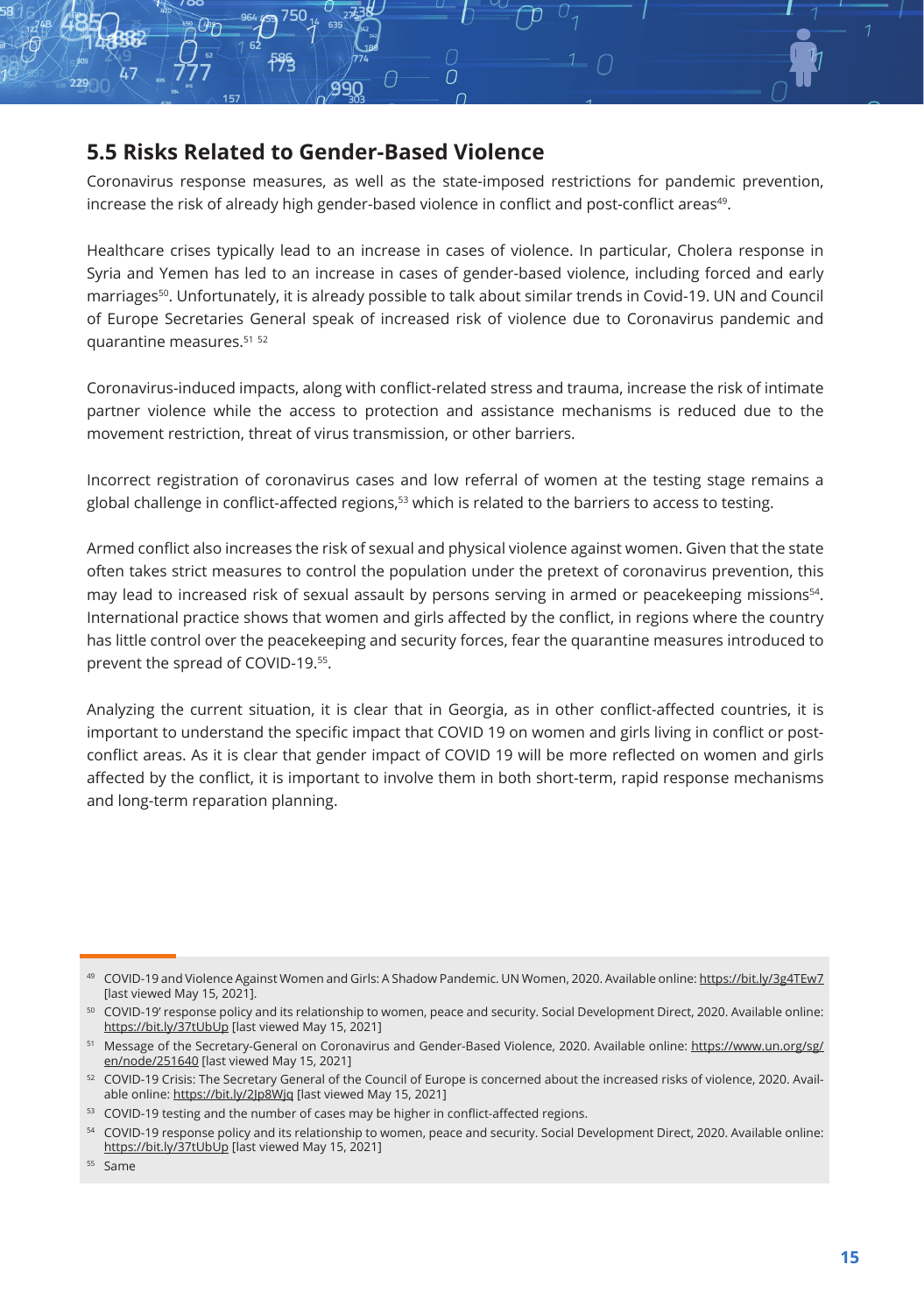## 5.5 Risks Related to Gender-Based Violence

Coronavirus response measures, as well as the state-imposed restrictions for pandemic prevention, increase the risk of already high gender-based violence in conflict and post-conflict areas[49].

Healthcare crises typically lead to an increase in cases of violence. In particular, Cholera response in Syria and Yemen has led to an increase in cases of gender-based violence, including forced and early marriages[50]. Unfortunately, it is already possible to talk about similar trends in Covid-19. UN and Council of Europe Secretaries General speak of increased risk of violence due to Coronavirus pandemic and quarantine measures.[51] [52]

Coronavirus-induced impacts, along with conflict-related stress and trauma, increase the risk of intimate partner violence while the access to protection and assistance mechanisms is reduced due to the movement restriction, threat of virus transmission, or other barriers.

Incorrect registration of coronavirus cases and low referral of women at the testing stage remains a global challenge in conflict-affected regions,[53] which is related to the barriers to access to testing.

Armed conflict also increases the risk of sexual and physical violence against women. Given that the state often takes strict measures to control the population under the pretext of coronavirus prevention, this may lead to increased risk of sexual assault by persons serving in armed or peacekeeping missions[54]. International practice shows that women and girls affected by the conflict, in regions where the country has little control over the peacekeeping and security forces, fear the quarantine measures introduced to prevent the spread of COVID-19.[55].

Analyzing the current situation, it is clear that in Georgia, as in other conflict-affected countries, it is important to understand the specific impact that COVID 19 on women and girls living in conflict or post-conflict areas. As it is clear that gender impact of COVID 19 will be more reflected on women and girls affected by the conflict, it is important to involve them in both short-term, rapid response mechanisms and long-term reparation planning.

---

[49] COVID-19 and Violence Against Women and Girls: A Shadow Pandemic. UN Women, 2020. Available online: https://bit.ly/3g4TEw7 [last viewed May 15, 2021].

[50] COVID-19' response policy and its relationship to women, peace and security. Social Development Direct, 2020. Available online: https://bit.ly/37tUbUp [last viewed May 15, 2021]

[51] Message of the Secretary-General on Coronavirus and Gender-Based Violence, 2020. Available online: https://www.un.org/sg/en/node/251640 [last viewed May 15, 2021]

[52] COVID-19 Crisis: The Secretary General of the Council of Europe is concerned about the increased risks of violence, 2020. Available online: https://bit.ly/2Jp8Wjq [last viewed May 15, 2021]

[53] COVID-19 testing and the number of cases may be higher in conflict-affected regions.

[54] COVID-19 response policy and its relationship to women, peace and security. Social Development Direct, 2020. Available online: https://bit.ly/37tUbUp [last viewed May 15, 2021]

[55] Same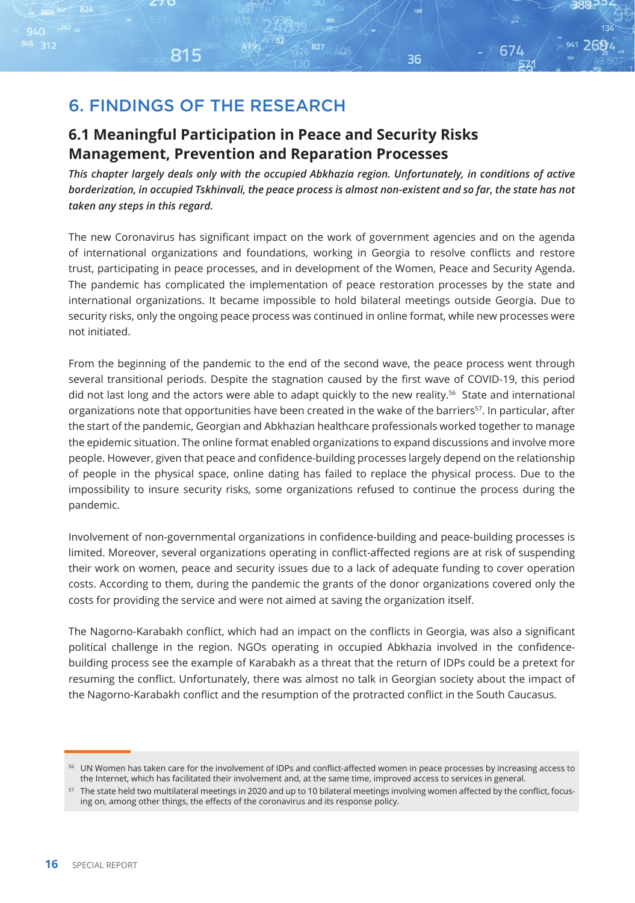# 6. FINDINGS OF THE RESEARCH

## 6.1 Meaningful Participation in Peace and Security Risks Management, Prevention and Reparation Processes

***This chapter largely deals only with the occupied Abkhazia region. Unfortunately, in conditions of active borderization, in occupied Tskhinvali, the peace process is almost non-existent and so far, the state has not taken any steps in this regard.***

The new Coronavirus has significant impact on the work of government agencies and on the agenda of international organizations and foundations, working in Georgia to resolve conflicts and restore trust, participating in peace processes, and in development of the Women, Peace and Security Agenda. The pandemic has complicated the implementation of peace restoration processes by the state and international organizations. It became impossible to hold bilateral meetings outside Georgia. Due to security risks, only the ongoing peace process was continued in online format, while new processes were not initiated.

From the beginning of the pandemic to the end of the second wave, the peace process went through several transitional periods. Despite the stagnation caused by the first wave of COVID-19, this period did not last long and the actors were able to adapt quickly to the new reality.[56] State and international organizations note that opportunities have been created in the wake of the barriers[57]. In particular, after the start of the pandemic, Georgian and Abkhazian healthcare professionals worked together to manage the epidemic situation. The online format enabled organizations to expand discussions and involve more people. However, given that peace and confidence-building processes largely depend on the relationship of people in the physical space, online dating has failed to replace the physical process. Due to the impossibility to insure security risks, some organizations refused to continue the process during the pandemic.

Involvement of non-governmental organizations in confidence-building and peace-building processes is limited. Moreover, several organizations operating in conflict-affected regions are at risk of suspending their work on women, peace and security issues due to a lack of adequate funding to cover operation costs. According to them, during the pandemic the grants of the donor organizations covered only the costs for providing the service and were not aimed at saving the organization itself.

The Nagorno-Karabakh conflict, which had an impact on the conflicts in Georgia, was also a significant political challenge in the region. NGOs operating in occupied Abkhazia involved in the confidence-building process see the example of Karabakh as a threat that the return of IDPs could be a pretext for resuming the conflict. Unfortunately, there was almost no talk in Georgian society about the impact of the Nagorno-Karabakh conflict and the resumption of the protracted conflict in the South Caucasus.

---

[56] UN Women has taken care for the involvement of IDPs and conflict-affected women in peace processes by increasing access to the Internet, which has facilitated their involvement and, at the same time, improved access to services in general.

[57] The state held two multilateral meetings in 2020 and up to 10 bilateral meetings involving women affected by the conflict, focusing on, among other things, the effects of the coronavirus and its response policy.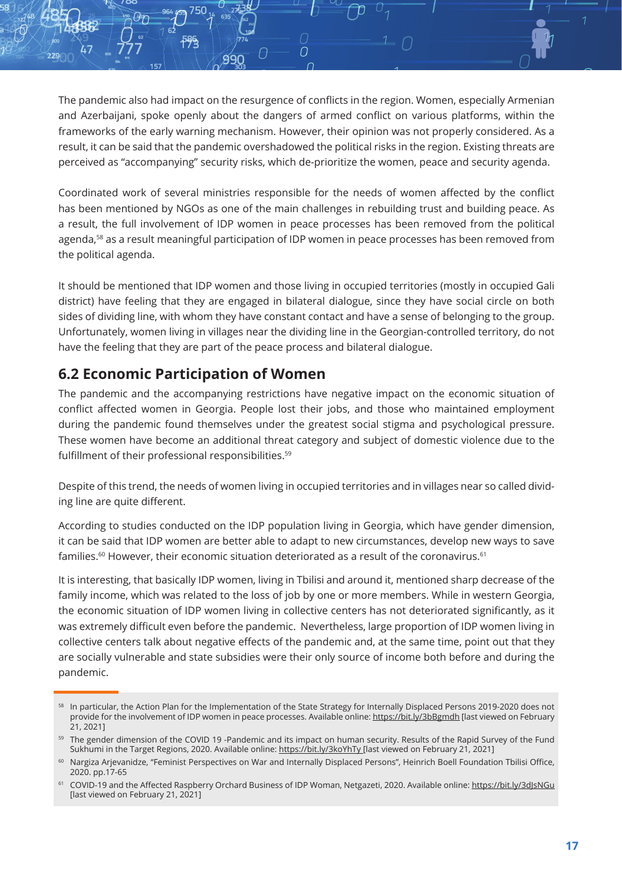The pandemic also had impact on the resurgence of conflicts in the region. Women, especially Armenian and Azerbaijani, spoke openly about the dangers of armed conflict on various platforms, within the frameworks of the early warning mechanism. However, their opinion was not properly considered. As a result, it can be said that the pandemic overshadowed the political risks in the region. Existing threats are perceived as "accompanying" security risks, which de-prioritize the women, peace and security agenda.

Coordinated work of several ministries responsible for the needs of women affected by the conflict has been mentioned by NGOs as one of the main challenges in rebuilding trust and building peace. As a result, the full involvement of IDP women in peace processes has been removed from the political agenda,[58] as a result meaningful participation of IDP women in peace processes has been removed from the political agenda.

It should be mentioned that IDP women and those living in occupied territories (mostly in occupied Gali district) have feeling that they are engaged in bilateral dialogue, since they have social circle on both sides of dividing line, with whom they have constant contact and have a sense of belonging to the group. Unfortunately, women living in villages near the dividing line in the Georgian-controlled territory, do not have the feeling that they are part of the peace process and bilateral dialogue.

## 6.2 Economic Participation of Women

The pandemic and the accompanying restrictions have negative impact on the economic situation of conflict affected women in Georgia. People lost their jobs, and those who maintained employment during the pandemic found themselves under the greatest social stigma and psychological pressure. These women have become an additional threat category and subject of domestic violence due to the fulfillment of their professional responsibilities.[59]

Despite of this trend, the needs of women living in occupied territories and in villages near so called dividing line are quite different.

According to studies conducted on the IDP population living in Georgia, which have gender dimension, it can be said that IDP women are better able to adapt to new circumstances, develop new ways to save families.[60] However, their economic situation deteriorated as a result of the coronavirus.[61]

It is interesting, that basically IDP women, living in Tbilisi and around it, mentioned sharp decrease of the family income, which was related to the loss of job by one or more members. While in western Georgia, the economic situation of IDP women living in collective centers has not deteriorated significantly, as it was extremely difficult even before the pandemic. Nevertheless, large proportion of IDP women living in collective centers talk about negative effects of the pandemic and, at the same time, point out that they are socially vulnerable and state subsidies were their only source of income both before and during the pandemic.

---

[58] In particular, the Action Plan for the Implementation of the State Strategy for Internally Displaced Persons 2019-2020 does not provide for the involvement of IDP women in peace processes. Available online: https://bit.ly/3bBgmdh [last viewed on February 21, 2021]

[59] The gender dimension of the COVID 19 -Pandemic and its impact on human security. Results of the Rapid Survey of the Fund Sukhumi in the Target Regions, 2020. Available online: https://bit.ly/3koYhTy [last viewed on February 21, 2021]

[60] Nargiza Arjevanidze, "Feminist Perspectives on War and Internally Displaced Persons", Heinrich Boell Foundation Tbilisi Office, 2020. pp.17-65

[61] COVID-19 and the Affected Raspberry Orchard Business of IDP Woman, Netgazeti, 2020. Available online: https://bit.ly/3dJsNGu [last viewed on February 21, 2021]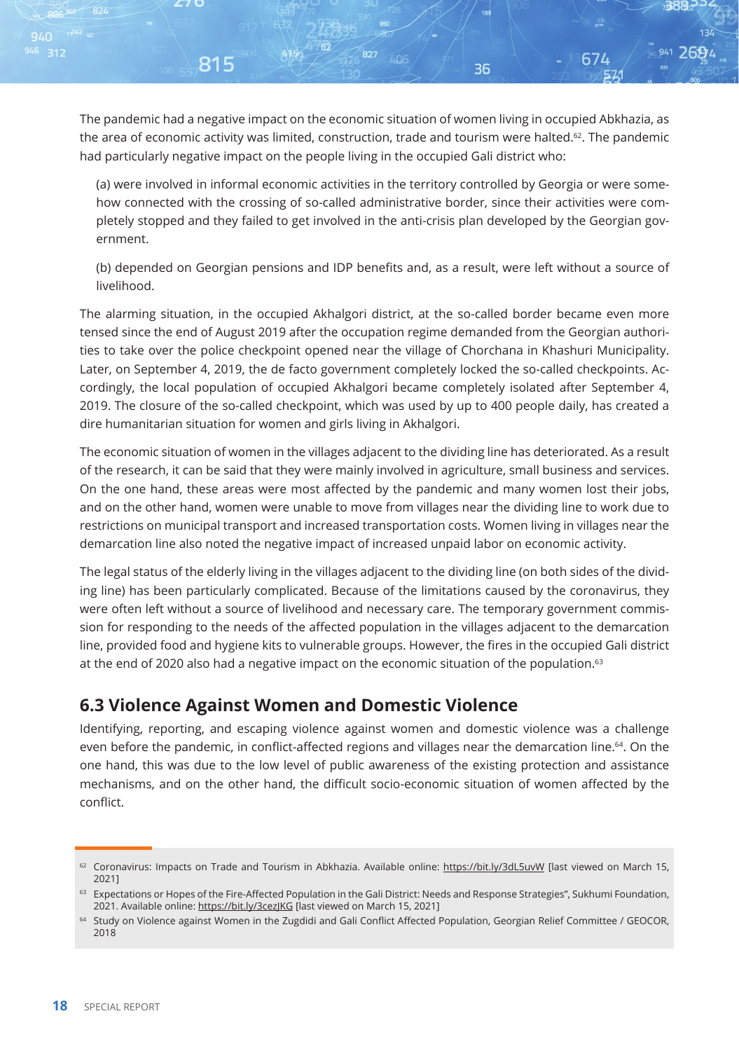The pandemic had a negative impact on the economic situation of women living in occupied Abkhazia, as the area of economic activity was limited, construction, trade and tourism were halted.[62]. The pandemic had particularly negative impact on the people living in the occupied Gali district who:

(a) were involved in informal economic activities in the territory controlled by Georgia or were somehow connected with the crossing of so-called administrative border, since their activities were completely stopped and they failed to get involved in the anti-crisis plan developed by the Georgian government.

(b) depended on Georgian pensions and IDP benefits and, as a result, were left without a source of livelihood.

The alarming situation, in the occupied Akhalgori district, at the so-called border became even more tensed since the end of August 2019 after the occupation regime demanded from the Georgian authorities to take over the police checkpoint opened near the village of Chorchana in Khashuri Municipality. Later, on September 4, 2019, the de facto government completely locked the so-called checkpoints. Accordingly, the local population of occupied Akhalgori became completely isolated after September 4, 2019. The closure of the so-called checkpoint, which was used by up to 400 people daily, has created a dire humanitarian situation for women and girls living in Akhalgori.

The economic situation of women in the villages adjacent to the dividing line has deteriorated. As a result of the research, it can be said that they were mainly involved in agriculture, small business and services. On the one hand, these areas were most affected by the pandemic and many women lost their jobs, and on the other hand, women were unable to move from villages near the dividing line to work due to restrictions on municipal transport and increased transportation costs. Women living in villages near the demarcation line also noted the negative impact of increased unpaid labor on economic activity.

The legal status of the elderly living in the villages adjacent to the dividing line (on both sides of the dividing line) has been particularly complicated. Because of the limitations caused by the coronavirus, they were often left without a source of livelihood and necessary care. The temporary government commission for responding to the needs of the affected population in the villages adjacent to the demarcation line, provided food and hygiene kits to vulnerable groups. However, the fires in the occupied Gali district at the end of 2020 also had a negative impact on the economic situation of the population.[63]

## 6.3 Violence Against Women and Domestic Violence

Identifying, reporting, and escaping violence against women and domestic violence was a challenge even before the pandemic, in conflict-affected regions and villages near the demarcation line.[64]. On the one hand, this was due to the low level of public awareness of the existing protection and assistance mechanisms, and on the other hand, the difficult socio-economic situation of women affected by the conflict.

---

[62] Coronavirus: Impacts on Trade and Tourism in Abkhazia. Available online: https://bit.ly/3dL5uvW [last viewed on March 15, 2021]

[63] Expectations or Hopes of the Fire-Affected Population in the Gali District: Needs and Response Strategies", Sukhumi Foundation, 2021. Available online: https://bit.ly/3cezJKG [last viewed on March 15, 2021]

[64] Study on Violence against Women in the Zugdidi and Gali Conflict Affected Population, Georgian Relief Committee / GEOCOR, 2018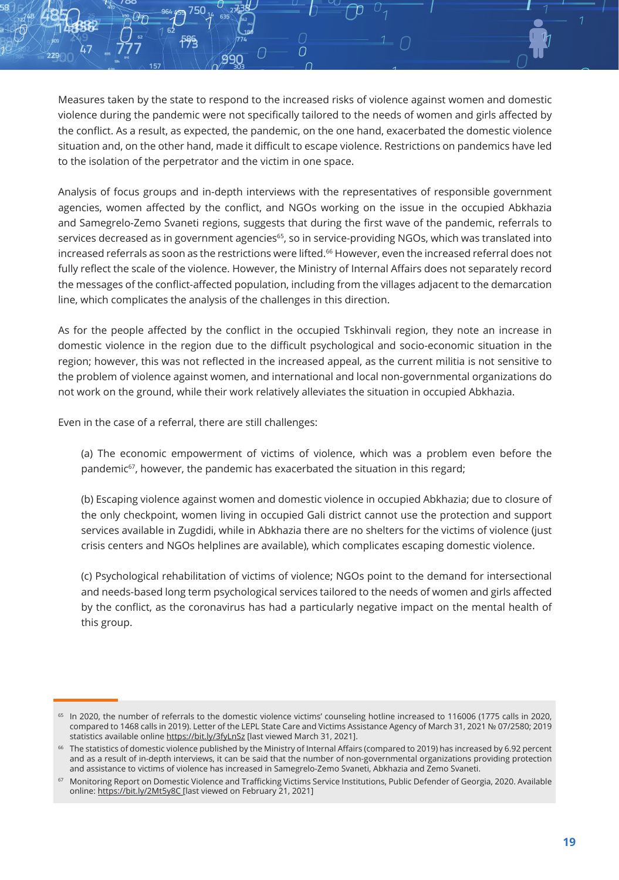Measures taken by the state to respond to the increased risks of violence against women and domestic violence during the pandemic were not specifically tailored to the needs of women and girls affected by the conflict. As a result, as expected, the pandemic, on the one hand, exacerbated the domestic violence situation and, on the other hand, made it difficult to escape violence. Restrictions on pandemics have led to the isolation of the perpetrator and the victim in one space.

Analysis of focus groups and in-depth interviews with the representatives of responsible government agencies, women affected by the conflict, and NGOs working on the issue in the occupied Abkhazia and Samegrelo-Zemo Svaneti regions, suggests that during the first wave of the pandemic, referrals to services decreased as in government agencies[65], so in service-providing NGOs, which was translated into increased referrals as soon as the restrictions were lifted.[66] However, even the increased referral does not fully reflect the scale of the violence. However, the Ministry of Internal Affairs does not separately record the messages of the conflict-affected population, including from the villages adjacent to the demarcation line, which complicates the analysis of the challenges in this direction.

As for the people affected by the conflict in the occupied Tskhinvali region, they note an increase in domestic violence in the region due to the difficult psychological and socio-economic situation in the region; however, this was not reflected in the increased appeal, as the current militia is not sensitive to the problem of violence against women, and international and local non-governmental organizations do not work on the ground, while their work relatively alleviates the situation in occupied Abkhazia.

Even in the case of a referral, there are still challenges:

(a) The economic empowerment of victims of violence, which was a problem even before the pandemic[67], however, the pandemic has exacerbated the situation in this regard;

(b) Escaping violence against women and domestic violence in occupied Abkhazia; due to closure of the only checkpoint, women living in occupied Gali district cannot use the protection and support services available in Zugdidi, while in Abkhazia there are no shelters for the victims of violence (just crisis centers and NGOs helplines are available), which complicates escaping domestic violence.

(c) Psychological rehabilitation of victims of violence; NGOs point to the demand for intersectional and needs-based long term psychological services tailored to the needs of women and girls affected by the conflict, as the coronavirus has had a particularly negative impact on the mental health of this group.

---

[65] In 2020, the number of referrals to the domestic violence victims' counseling hotline increased to 116006 (1775 calls in 2020, compared to 1468 calls in 2019). Letter of the LEPL State Care and Victims Assistance Agency of March 31, 2021 № 07/2580; 2019 statistics available online https://bit.ly/3fyLnSz [last viewed March 31, 2021].

[66] The statistics of domestic violence published by the Ministry of Internal Affairs (compared to 2019) has increased by 6.92 percent and as a result of in-depth interviews, it can be said that the number of non-governmental organizations providing protection and assistance to victims of violence has increased in Samegrelo-Zemo Svaneti, Abkhazia and Zemo Svaneti.

[67] Monitoring Report on Domestic Violence and Trafficking Victims Service Institutions, Public Defender of Georgia, 2020. Available online: https://bit.ly/2Mt5y8C [last viewed on February 21, 2021]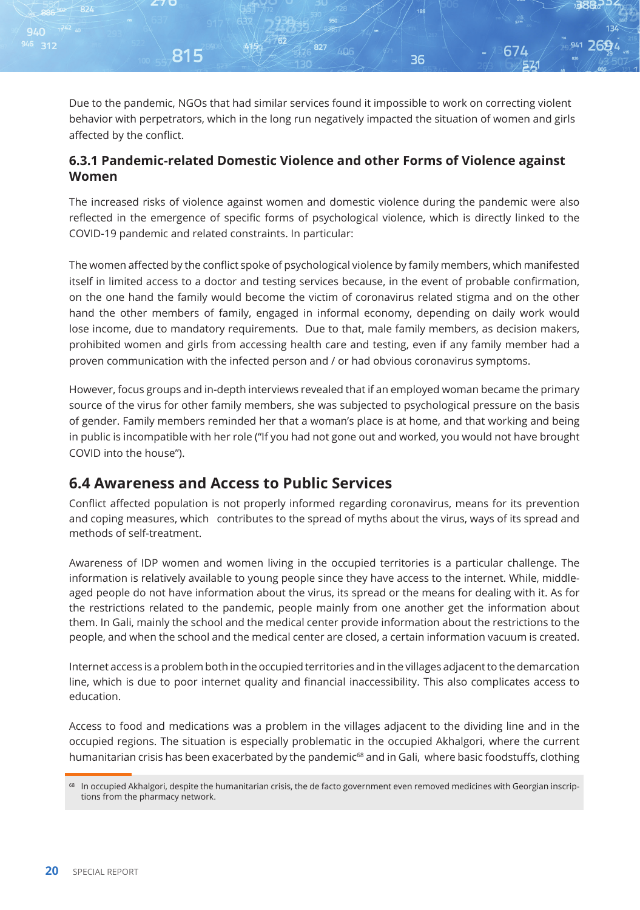Due to the pandemic, NGOs that had similar services found it impossible to work on correcting violent behavior with perpetrators, which in the long run negatively impacted the situation of women and girls affected by the conflict.

### 6.3.1 Pandemic-related Domestic Violence and other Forms of Violence against Women

The increased risks of violence against women and domestic violence during the pandemic were also reflected in the emergence of specific forms of psychological violence, which is directly linked to the COVID-19 pandemic and related constraints. In particular:

The women affected by the conflict spoke of psychological violence by family members, which manifested itself in limited access to a doctor and testing services because, in the event of probable confirmation, on the one hand the family would become the victim of coronavirus related stigma and on the other hand the other members of family, engaged in informal economy, depending on daily work would lose income, due to mandatory requirements. Due to that, male family members, as decision makers, prohibited women and girls from accessing health care and testing, even if any family member had a proven communication with the infected person and / or had obvious coronavirus symptoms.

However, focus groups and in-depth interviews revealed that if an employed woman became the primary source of the virus for other family members, she was subjected to psychological pressure on the basis of gender. Family members reminded her that a woman's place is at home, and that working and being in public is incompatible with her role ("If you had not gone out and worked, you would not have brought COVID into the house").

## 6.4 Awareness and Access to Public Services

Conflict affected population is not properly informed regarding coronavirus, means for its prevention and coping measures, which contributes to the spread of myths about the virus, ways of its spread and methods of self-treatment.

Awareness of IDP women and women living in the occupied territories is a particular challenge. The information is relatively available to young people since they have access to the internet. While, middle-aged people do not have information about the virus, its spread or the means for dealing with it. As for the restrictions related to the pandemic, people mainly from one another get the information about them. In Gali, mainly the school and the medical center provide information about the restrictions to the people, and when the school and the medical center are closed, a certain information vacuum is created.

Internet access is a problem both in the occupied territories and in the villages adjacent to the demarcation line, which is due to poor internet quality and financial inaccessibility. This also complicates access to education.

Access to food and medications was a problem in the villages adjacent to the dividing line and in the occupied regions. The situation is especially problematic in the occupied Akhalgori, where the current humanitarian crisis has been exacerbated by the pandemic[68] and in Gali, where basic foodstuffs, clothing

[68] In occupied Akhalgori, despite the humanitarian crisis, the de facto government even removed medicines with Georgian inscriptions from the pharmacy network.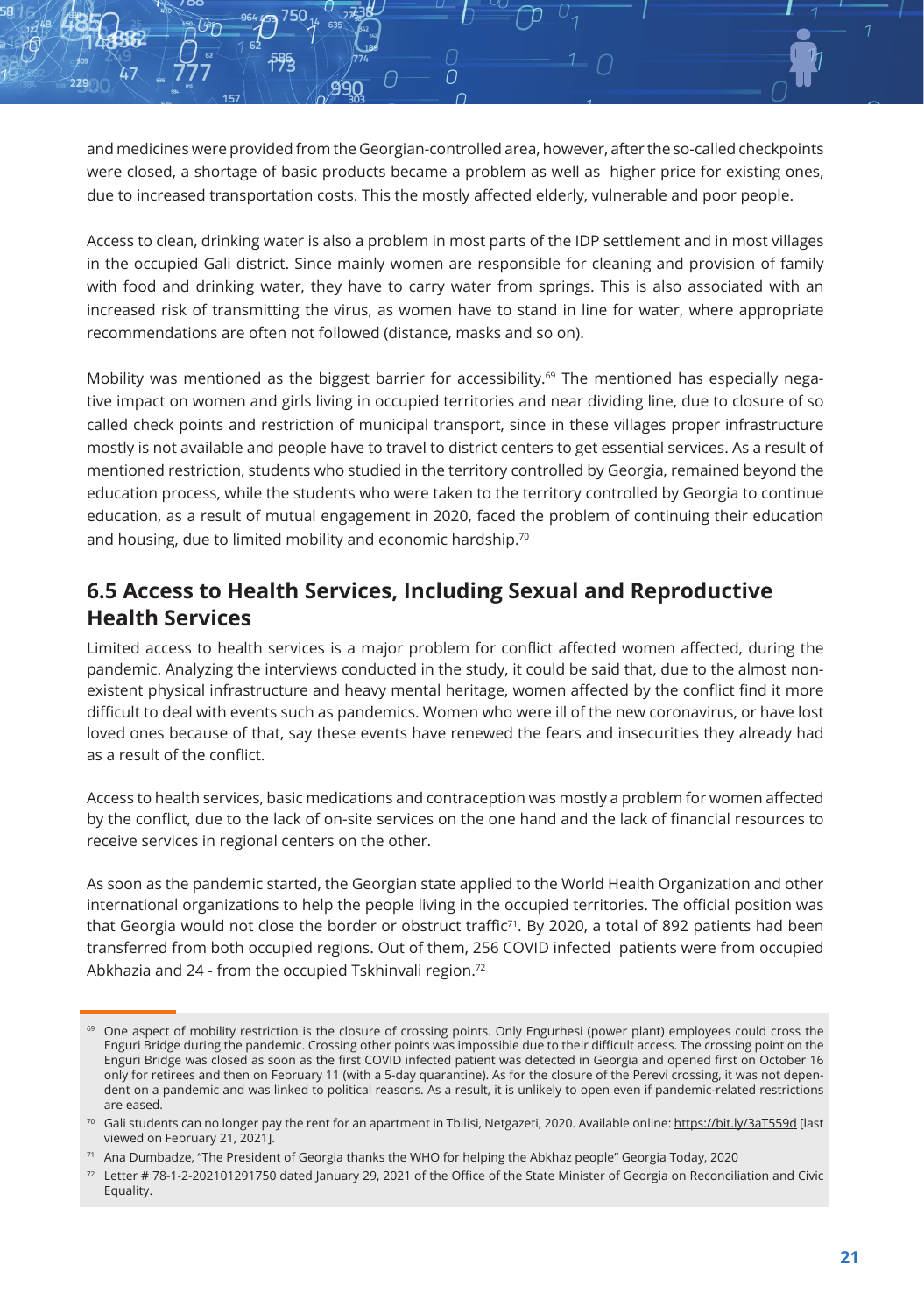and medicines were provided from the Georgian-controlled area, however, after the so-called checkpoints were closed, a shortage of basic products became a problem as well as higher price for existing ones, due to increased transportation costs. This the mostly affected elderly, vulnerable and poor people.

Access to clean, drinking water is also a problem in most parts of the IDP settlement and in most villages in the occupied Gali district. Since mainly women are responsible for cleaning and provision of family with food and drinking water, they have to carry water from springs. This is also associated with an increased risk of transmitting the virus, as women have to stand in line for water, where appropriate recommendations are often not followed (distance, masks and so on).

Mobility was mentioned as the biggest barrier for accessibility.[69] The mentioned has especially negative impact on women and girls living in occupied territories and near dividing line, due to closure of so called check points and restriction of municipal transport, since in these villages proper infrastructure mostly is not available and people have to travel to district centers to get essential services. As a result of mentioned restriction, students who studied in the territory controlled by Georgia, remained beyond the education process, while the students who were taken to the territory controlled by Georgia to continue education, as a result of mutual engagement in 2020, faced the problem of continuing their education and housing, due to limited mobility and economic hardship.[70]

## 6.5 Access to Health Services, Including Sexual and Reproductive Health Services

Limited access to health services is a major problem for conflict affected women affected, during the pandemic. Analyzing the interviews conducted in the study, it could be said that, due to the almost non-existent physical infrastructure and heavy mental heritage, women affected by the conflict find it more difficult to deal with events such as pandemics. Women who were ill of the new coronavirus, or have lost loved ones because of that, say these events have renewed the fears and insecurities they already had as a result of the conflict.

Access to health services, basic medications and contraception was mostly a problem for women affected by the conflict, due to the lack of on-site services on the one hand and the lack of financial resources to receive services in regional centers on the other.

As soon as the pandemic started, the Georgian state applied to the World Health Organization and other international organizations to help the people living in the occupied territories. The official position was that Georgia would not close the border or obstruct traffic[71]. By 2020, a total of 892 patients had been transferred from both occupied regions. Out of them, 256 COVID infected patients were from occupied Abkhazia and 24 - from the occupied Tskhinvali region.[72]

---

[69] One aspect of mobility restriction is the closure of crossing points. Only Engurhesi (power plant) employees could cross the Enguri Bridge during the pandemic. Crossing other points was impossible due to their difficult access. The crossing point on the Enguri Bridge was closed as soon as the first COVID infected patient was detected in Georgia and opened first on October 16 only for retirees and then on February 11 (with a 5-day quarantine). As for the closure of the Perevi crossing, it was not dependent on a pandemic and was linked to political reasons. As a result, it is unlikely to open even if pandemic-related restrictions are eased.

[70] Gali students can no longer pay the rent for an apartment in Tbilisi, Netgazeti, 2020. Available online: https://bit.ly/3aT559d [last viewed on February 21, 2021].

[71] Ana Dumbadze, "The President of Georgia thanks the WHO for helping the Abkhaz people" Georgia Today, 2020

[72] Letter # 78-1-2-202101291750 dated January 29, 2021 of the Office of the State Minister of Georgia on Reconciliation and Civic Equality.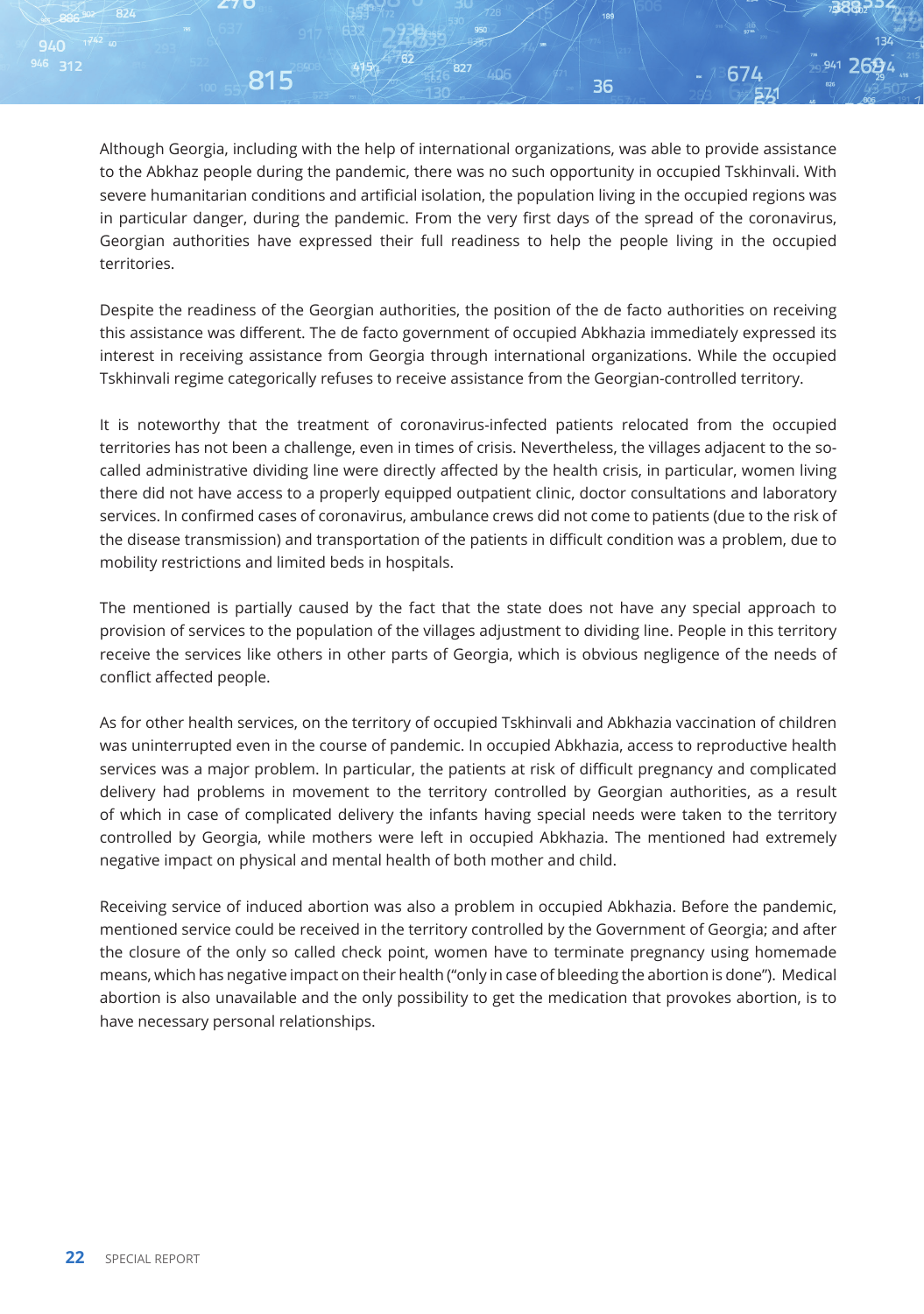Although Georgia, including with the help of international organizations, was able to provide assistance to the Abkhaz people during the pandemic, there was no such opportunity in occupied Tskhinvali. With severe humanitarian conditions and artificial isolation, the population living in the occupied regions was in particular danger, during the pandemic. From the very first days of the spread of the coronavirus, Georgian authorities have expressed their full readiness to help the people living in the occupied territories.

Despite the readiness of the Georgian authorities, the position of the de facto authorities on receiving this assistance was different. The de facto government of occupied Abkhazia immediately expressed its interest in receiving assistance from Georgia through international organizations. While the occupied Tskhinvali regime categorically refuses to receive assistance from the Georgian-controlled territory.

It is noteworthy that the treatment of coronavirus-infected patients relocated from the occupied territories has not been a challenge, even in times of crisis. Nevertheless, the villages adjacent to the so-called administrative dividing line were directly affected by the health crisis, in particular, women living there did not have access to a properly equipped outpatient clinic, doctor consultations and laboratory services. In confirmed cases of coronavirus, ambulance crews did not come to patients (due to the risk of the disease transmission) and transportation of the patients in difficult condition was a problem, due to mobility restrictions and limited beds in hospitals.

The mentioned is partially caused by the fact that the state does not have any special approach to provision of services to the population of the villages adjustment to dividing line. People in this territory receive the services like others in other parts of Georgia, which is obvious negligence of the needs of conflict affected people.

As for other health services, on the territory of occupied Tskhinvali and Abkhazia vaccination of children was uninterrupted even in the course of pandemic. In occupied Abkhazia, access to reproductive health services was a major problem. In particular, the patients at risk of difficult pregnancy and complicated delivery had problems in movement to the territory controlled by Georgian authorities, as a result of which in case of complicated delivery the infants having special needs were taken to the territory controlled by Georgia, while mothers were left in occupied Abkhazia. The mentioned had extremely negative impact on physical and mental health of both mother and child.

Receiving service of induced abortion was also a problem in occupied Abkhazia. Before the pandemic, mentioned service could be received in the territory controlled by the Government of Georgia; and after the closure of the only so called check point, women have to terminate pregnancy using homemade means, which has negative impact on their health ("only in case of bleeding the abortion is done"). Medical abortion is also unavailable and the only possibility to get the medication that provokes abortion, is to have necessary personal relationships.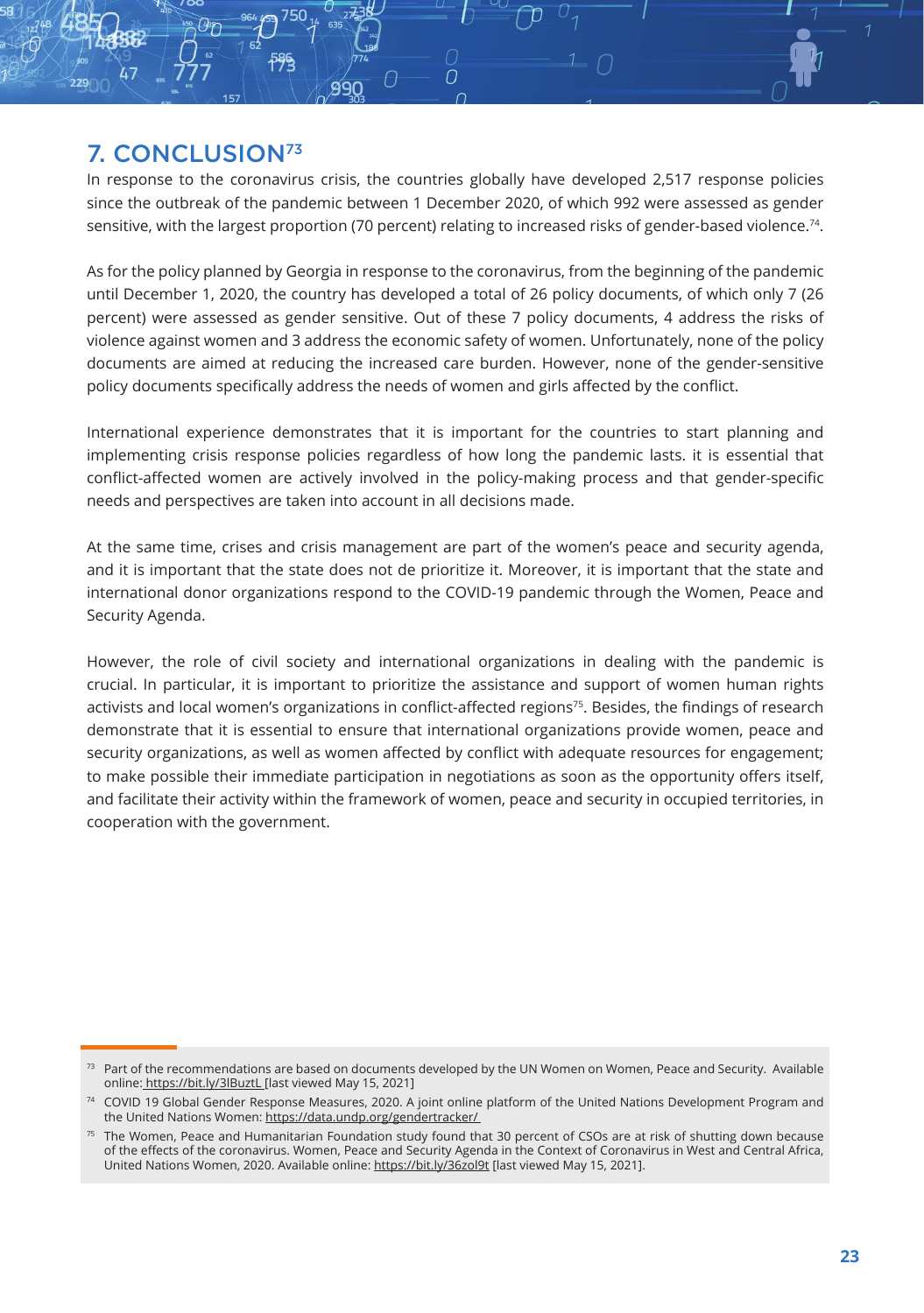## 7. CONCLUSION[73]

In response to the coronavirus crisis, the countries globally have developed 2,517 response policies since the outbreak of the pandemic between 1 December 2020, of which 992 were assessed as gender sensitive, with the largest proportion (70 percent) relating to increased risks of gender-based violence.[74].

As for the policy planned by Georgia in response to the coronavirus, from the beginning of the pandemic until December 1, 2020, the country has developed a total of 26 policy documents, of which only 7 (26 percent) were assessed as gender sensitive. Out of these 7 policy documents, 4 address the risks of violence against women and 3 address the economic safety of women. Unfortunately, none of the policy documents are aimed at reducing the increased care burden. However, none of the gender-sensitive policy documents specifically address the needs of women and girls affected by the conflict.

International experience demonstrates that it is important for the countries to start planning and implementing crisis response policies regardless of how long the pandemic lasts. it is essential that conflict-affected women are actively involved in the policy-making process and that gender-specific needs and perspectives are taken into account in all decisions made.

At the same time, crises and crisis management are part of the women's peace and security agenda, and it is important that the state does not de prioritize it. Moreover, it is important that the state and international donor organizations respond to the COVID-19 pandemic through the Women, Peace and Security Agenda.

However, the role of civil society and international organizations in dealing with the pandemic is crucial. In particular, it is important to prioritize the assistance and support of women human rights activists and local women's organizations in conflict-affected regions[75]. Besides, the findings of research demonstrate that it is essential to ensure that international organizations provide women, peace and security organizations, as well as women affected by conflict with adequate resources for engagement; to make possible their immediate participation in negotiations as soon as the opportunity offers itself, and facilitate their activity within the framework of women, peace and security in occupied territories, in cooperation with the government.

---

[73] Part of the recommendations are based on documents developed by the UN Women on Women, Peace and Security. Available online: https://bit.ly/3lBuztL [last viewed May 15, 2021]

[74] COVID 19 Global Gender Response Measures, 2020. A joint online platform of the United Nations Development Program and the United Nations Women: https://data.undp.org/gendertracker/

[75] The Women, Peace and Humanitarian Foundation study found that 30 percent of CSOs are at risk of shutting down because of the effects of the coronavirus. Women, Peace and Security Agenda in the Context of Coronavirus in West and Central Africa, United Nations Women, 2020. Available online: https://bit.ly/36zol9t [last viewed May 15, 2021].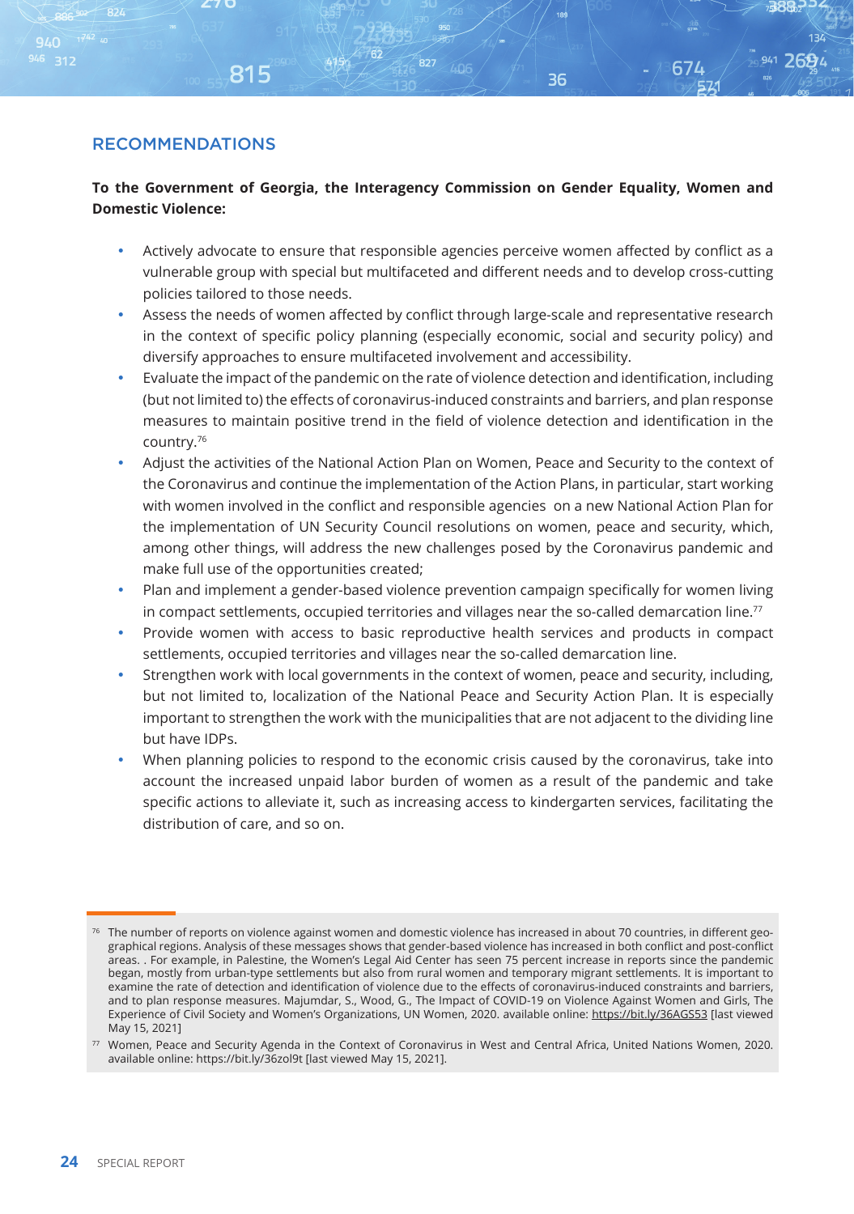## RECOMMENDATIONS

**To the Government of Georgia, the Interagency Commission on Gender Equality, Women and Domestic Violence:**

- Actively advocate to ensure that responsible agencies perceive women affected by conflict as a vulnerable group with special but multifaceted and different needs and to develop cross-cutting policies tailored to those needs.
- Assess the needs of women affected by conflict through large-scale and representative research in the context of specific policy planning (especially economic, social and security policy) and diversify approaches to ensure multifaceted involvement and accessibility.
- Evaluate the impact of the pandemic on the rate of violence detection and identification, including (but not limited to) the effects of coronavirus-induced constraints and barriers, and plan response measures to maintain positive trend in the field of violence detection and identification in the country.[76]
- Adjust the activities of the National Action Plan on Women, Peace and Security to the context of the Coronavirus and continue the implementation of the Action Plans, in particular, start working with women involved in the conflict and responsible agencies on a new National Action Plan for the implementation of UN Security Council resolutions on women, peace and security, which, among other things, will address the new challenges posed by the Coronavirus pandemic and make full use of the opportunities created;
- Plan and implement a gender-based violence prevention campaign specifically for women living in compact settlements, occupied territories and villages near the so-called demarcation line.[77]
- Provide women with access to basic reproductive health services and products in compact settlements, occupied territories and villages near the so-called demarcation line.
- Strengthen work with local governments in the context of women, peace and security, including, but not limited to, localization of the National Peace and Security Action Plan. It is especially important to strengthen the work with the municipalities that are not adjacent to the dividing line but have IDPs.
- When planning policies to respond to the economic crisis caused by the coronavirus, take into account the increased unpaid labor burden of women as a result of the pandemic and take specific actions to alleviate it, such as increasing access to kindergarten services, facilitating the distribution of care, and so on.

---

[76] The number of reports on violence against women and domestic violence has increased in about 70 countries, in different geographical regions. Analysis of these messages shows that gender-based violence has increased in both conflict and post-conflict areas. . For example, in Palestine, the Women's Legal Aid Center has seen 75 percent increase in reports since the pandemic began, mostly from urban-type settlements but also from rural women and temporary migrant settlements. It is important to examine the rate of detection and identification of violence due to the effects of coronavirus-induced constraints and barriers, and to plan response measures. Majumdar, S., Wood, G., The Impact of COVID-19 on Violence Against Women and Girls, The Experience of Civil Society and Women's Organizations, UN Women, 2020. available online: https://bit.ly/36AGS53 [last viewed May 15, 2021]

[77] Women, Peace and Security Agenda in the Context of Coronavirus in West and Central Africa, United Nations Women, 2020. available online: https://bit.ly/36zol9t [last viewed May 15, 2021].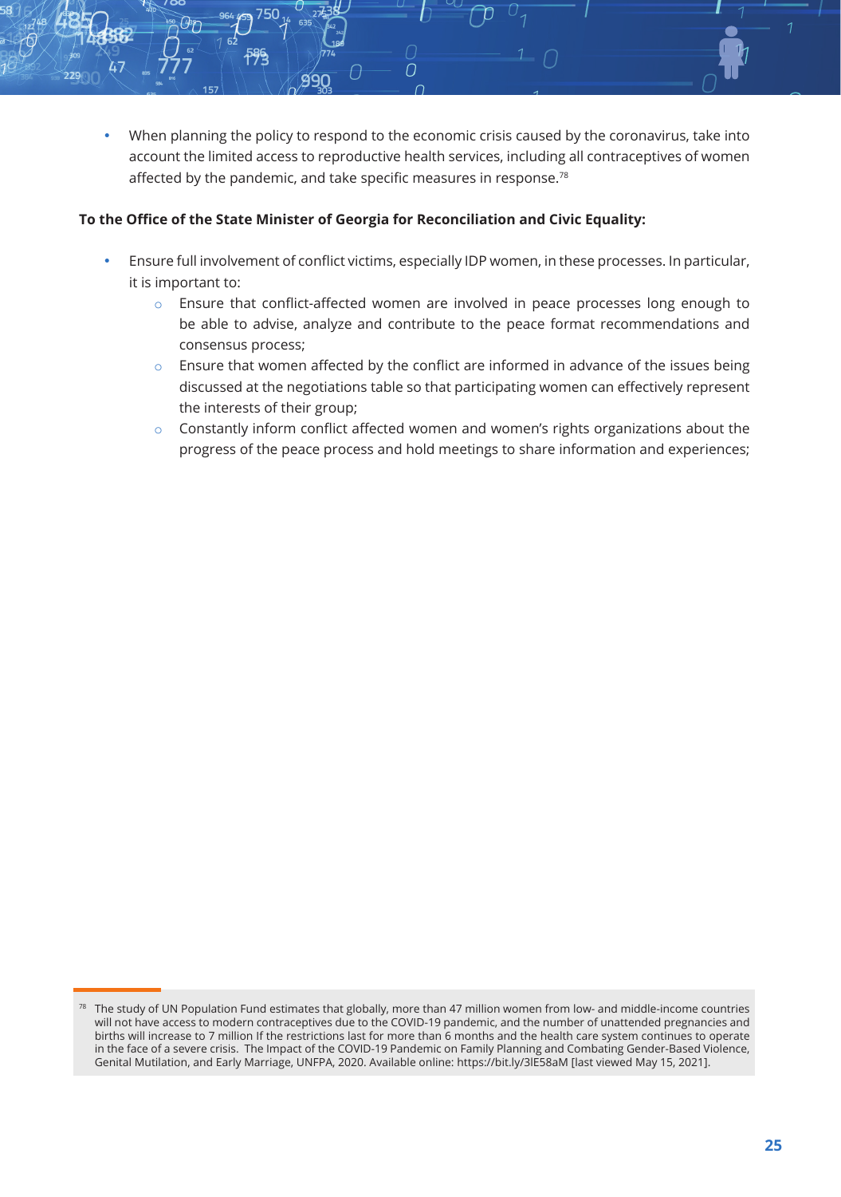- When planning the policy to respond to the economic crisis caused by the coronavirus, take into account the limited access to reproductive health services, including all contraceptives of women affected by the pandemic, and take specific measures in response.[78]

**To the Office of the State Minister of Georgia for Reconciliation and Civic Equality:**

- Ensure full involvement of conflict victims, especially IDP women, in these processes. In particular, it is important to:
  - Ensure that conflict-affected women are involved in peace processes long enough to be able to advise, analyze and contribute to the peace format recommendations and consensus process;
  - Ensure that women affected by the conflict are informed in advance of the issues being discussed at the negotiations table so that participating women can effectively represent the interests of their group;
  - Constantly inform conflict affected women and women's rights organizations about the progress of the peace process and hold meetings to share information and experiences;

[78] The study of UN Population Fund estimates that globally, more than 47 million women from low- and middle-income countries will not have access to modern contraceptives due to the COVID-19 pandemic, and the number of unattended pregnancies and births will increase to 7 million If the restrictions last for more than 6 months and the health care system continues to operate in the face of a severe crisis. The Impact of the COVID-19 Pandemic on Family Planning and Combating Gender-Based Violence, Genital Mutilation, and Early Marriage, UNFPA, 2020. Available online: https://bit.ly/3lE58aM [last viewed May 15, 2021].